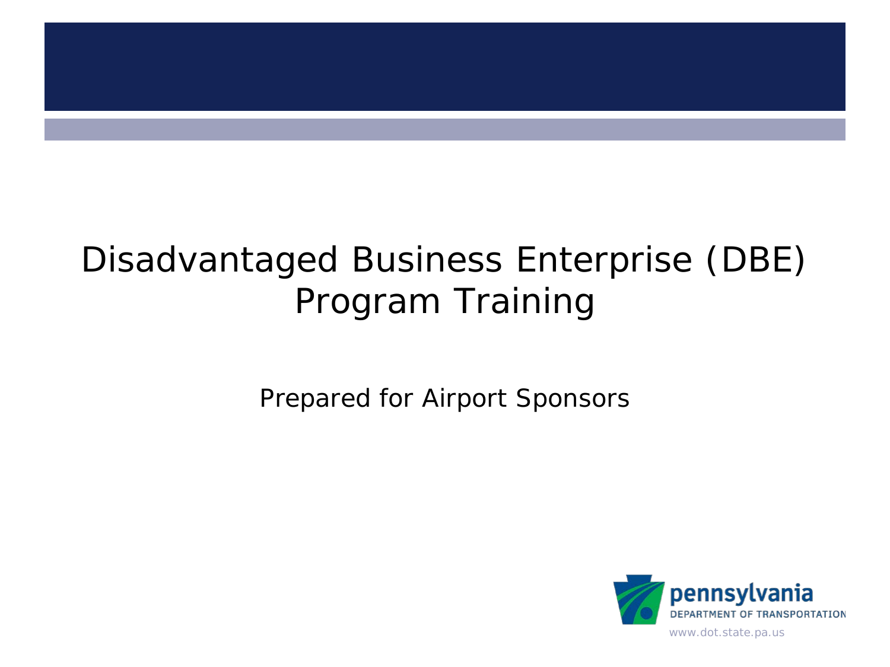# Disadvantaged Business Enterprise (DBE) Program Training

Prepared for Airport Sponsors

pennsylvania
DEPARTMENT OF TRANSPORTATION
www.dot.state.pa.us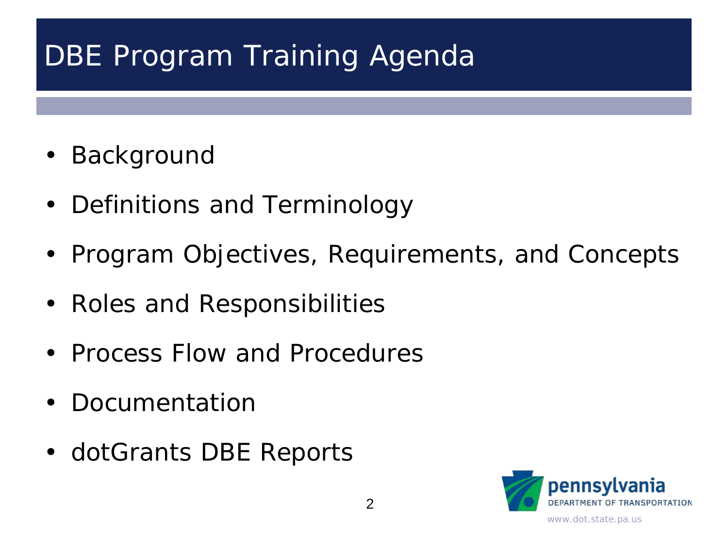# DBE Program Training Agenda

- Background
- Definitions and Terminology
- Program Objectives, Requirements, and Concepts
- Roles and Responsibilities
- Process Flow and Procedures
- Documentation
- dotGrants DBE Reports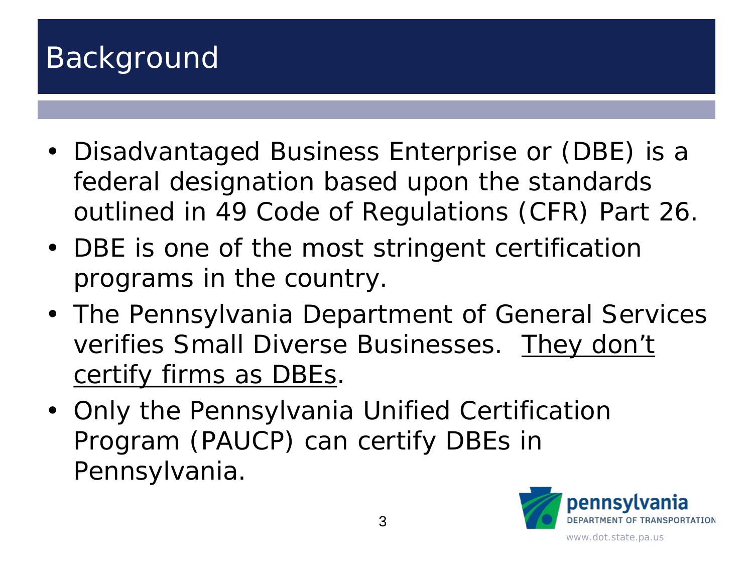# Background

- Disadvantaged Business Enterprise or (DBE) is a federal designation based upon the standards outlined in 49 Code of Regulations (CFR) Part 26.
- DBE is one of the most stringent certification programs in the country.
- The Pennsylvania Department of General Services verifies Small Diverse Businesses. <u>They don't certify firms as DBEs</u>.
- Only the Pennsylvania Unified Certification Program (PAUCP) can certify DBEs in Pennsylvania.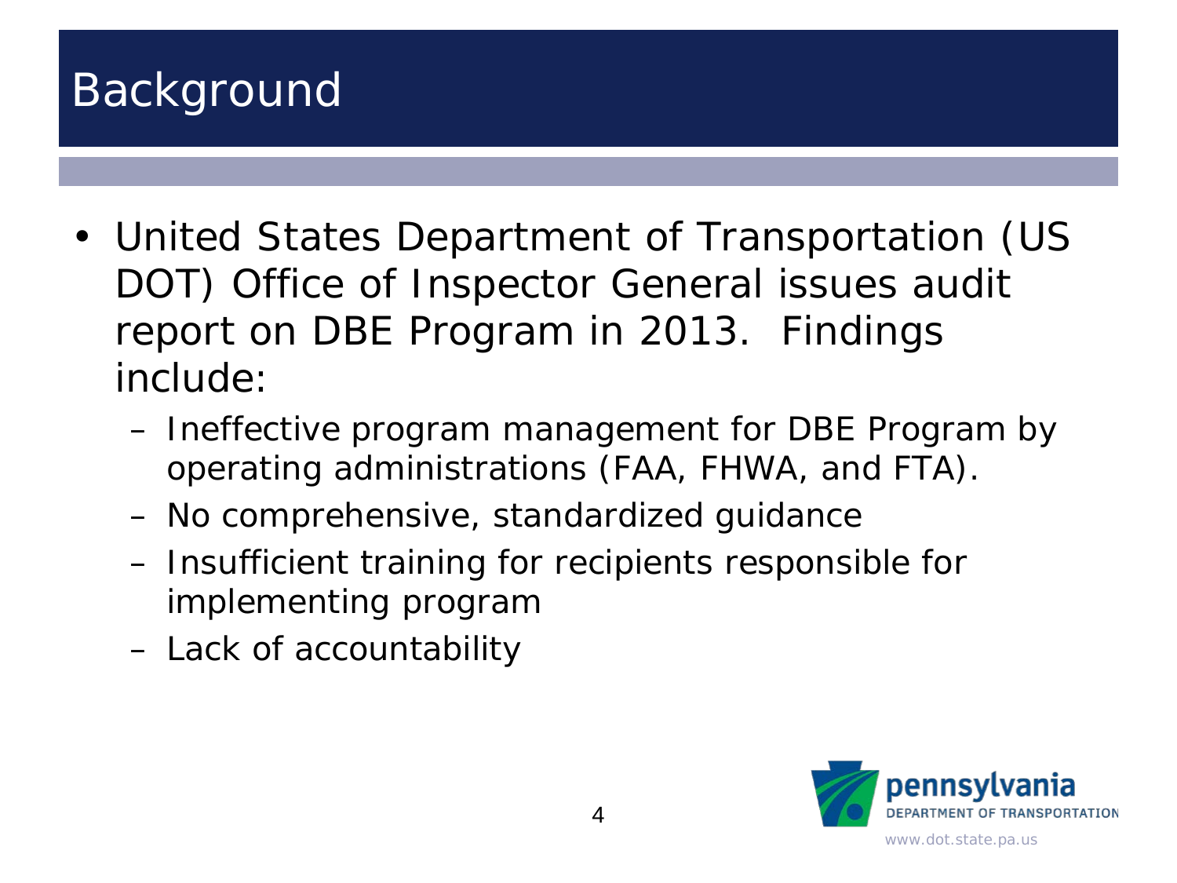# Background

- United States Department of Transportation (US DOT) Office of Inspector General issues audit report on DBE Program in 2013. Findings include:
  - Ineffective program management for DBE Program by operating administrations (FAA, FHWA, and FTA).
  - No comprehensive, standardized guidance
  - Insufficient training for recipients responsible for implementing program
  - Lack of accountability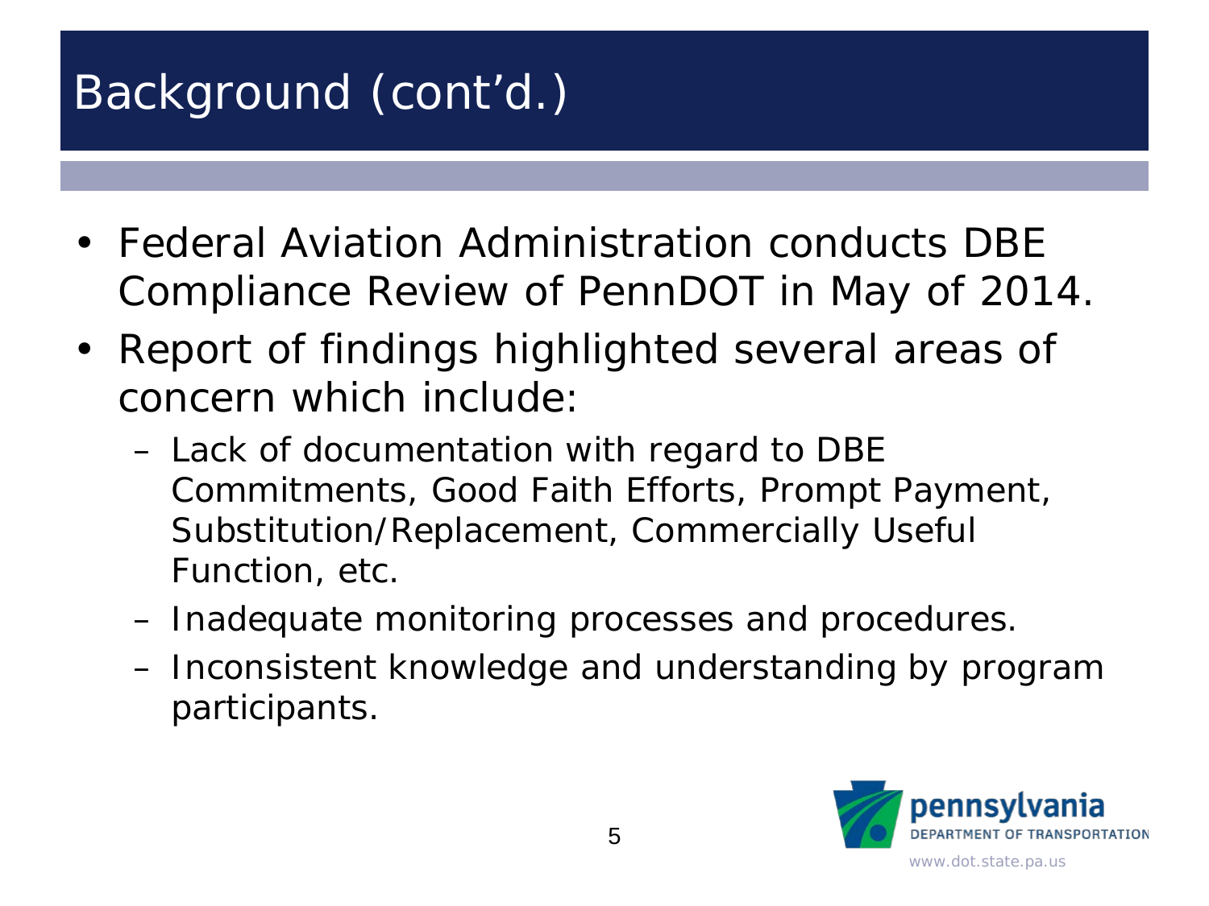# Background (cont'd.)

- Federal Aviation Administration conducts DBE Compliance Review of PennDOT in May of 2014.
- Report of findings highlighted several areas of concern which include:
  - Lack of documentation with regard to DBE Commitments, Good Faith Efforts, Prompt Payment, Substitution/Replacement, Commercially Useful Function, etc.
  - Inadequate monitoring processes and procedures.
  - Inconsistent knowledge and understanding by program participants.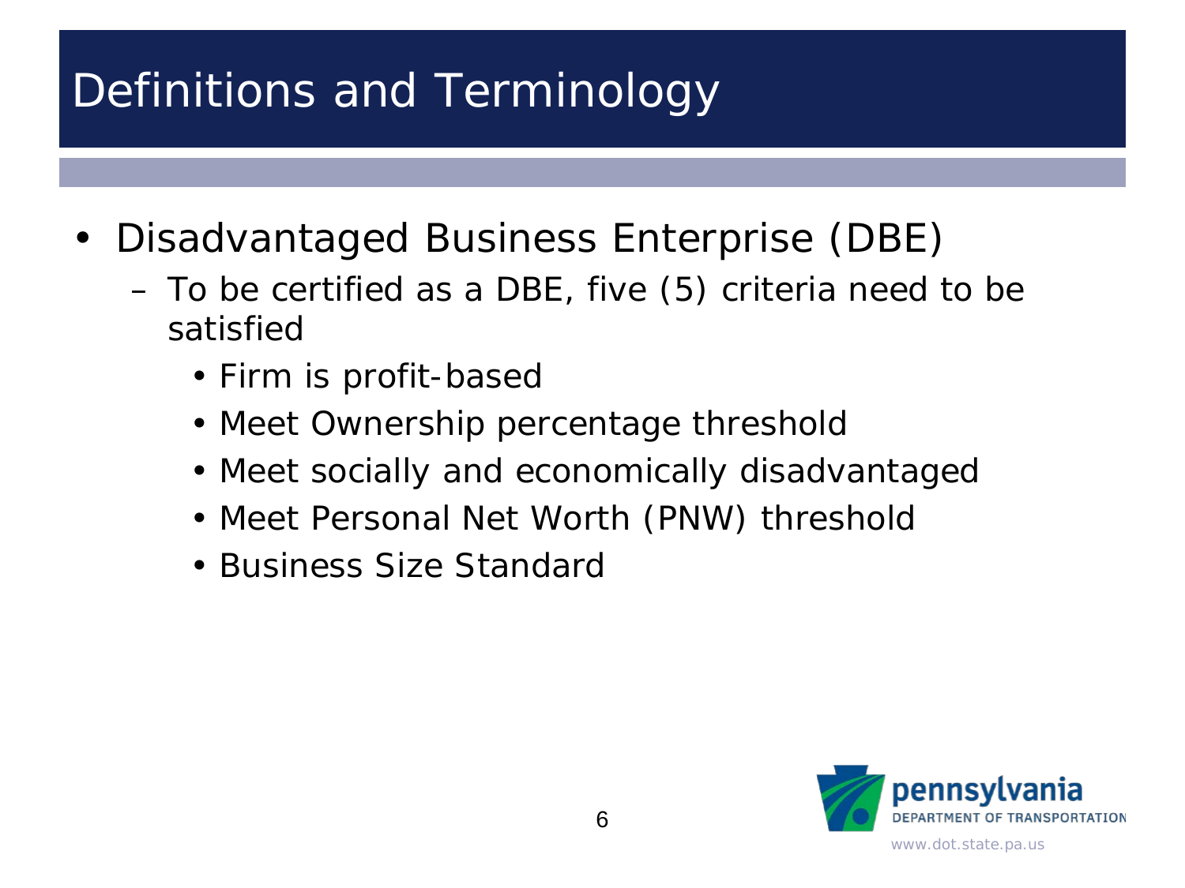# Definitions and Terminology

- Disadvantaged Business Enterprise (DBE)
  - To be certified as a DBE, five (5) criteria need to be satisfied
    - Firm is profit-based
    - Meet Ownership percentage threshold
    - Meet socially and economically disadvantaged
    - Meet Personal Net Worth (PNW) threshold
    - Business Size Standard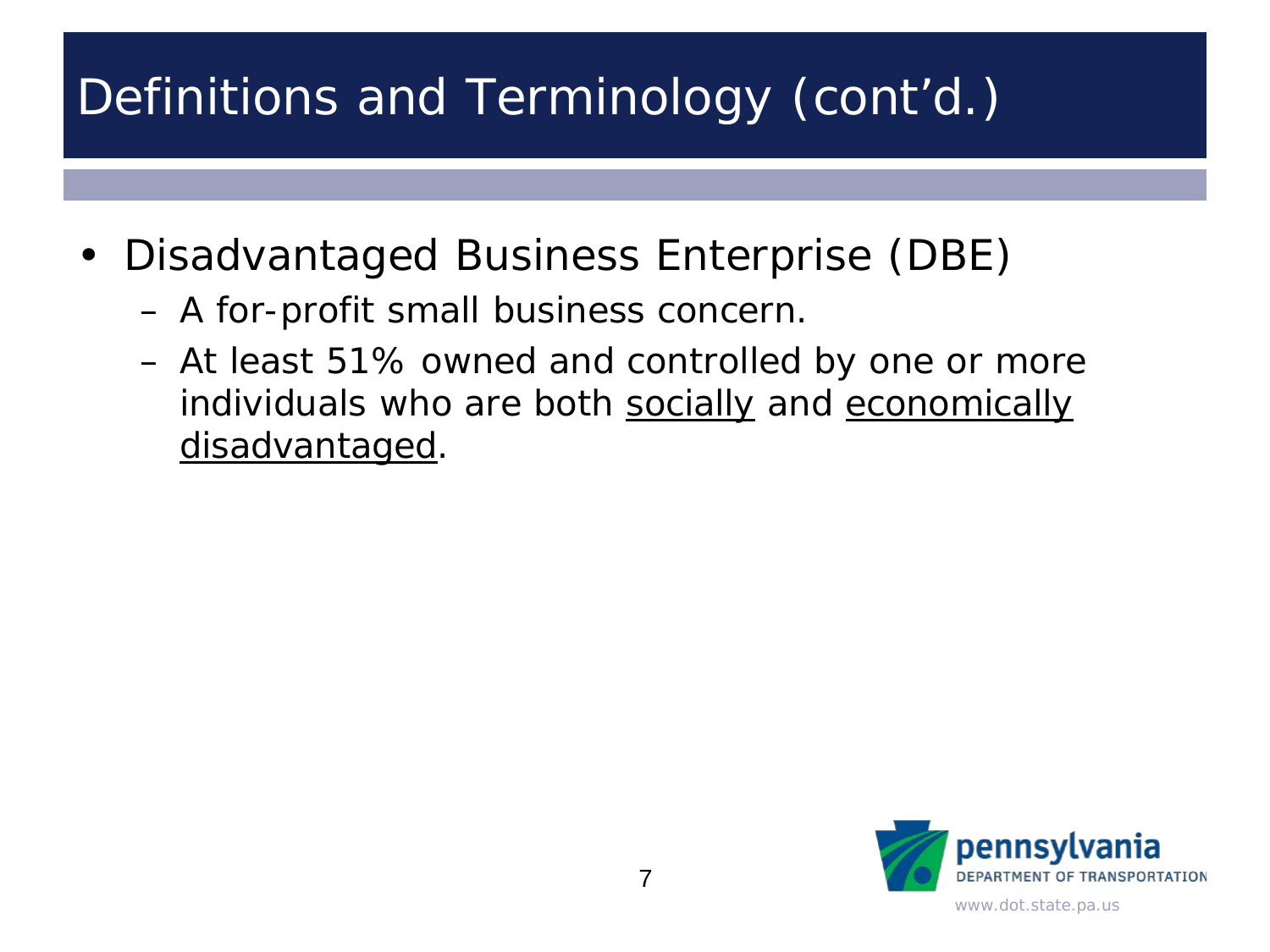# Definitions and Terminology (cont'd.)

- Disadvantaged Business Enterprise (DBE)
  - A for-profit small business concern.
  - At least 51% owned and controlled by one or more individuals who are both <u>socially</u> and <u>economically disadvantaged</u>.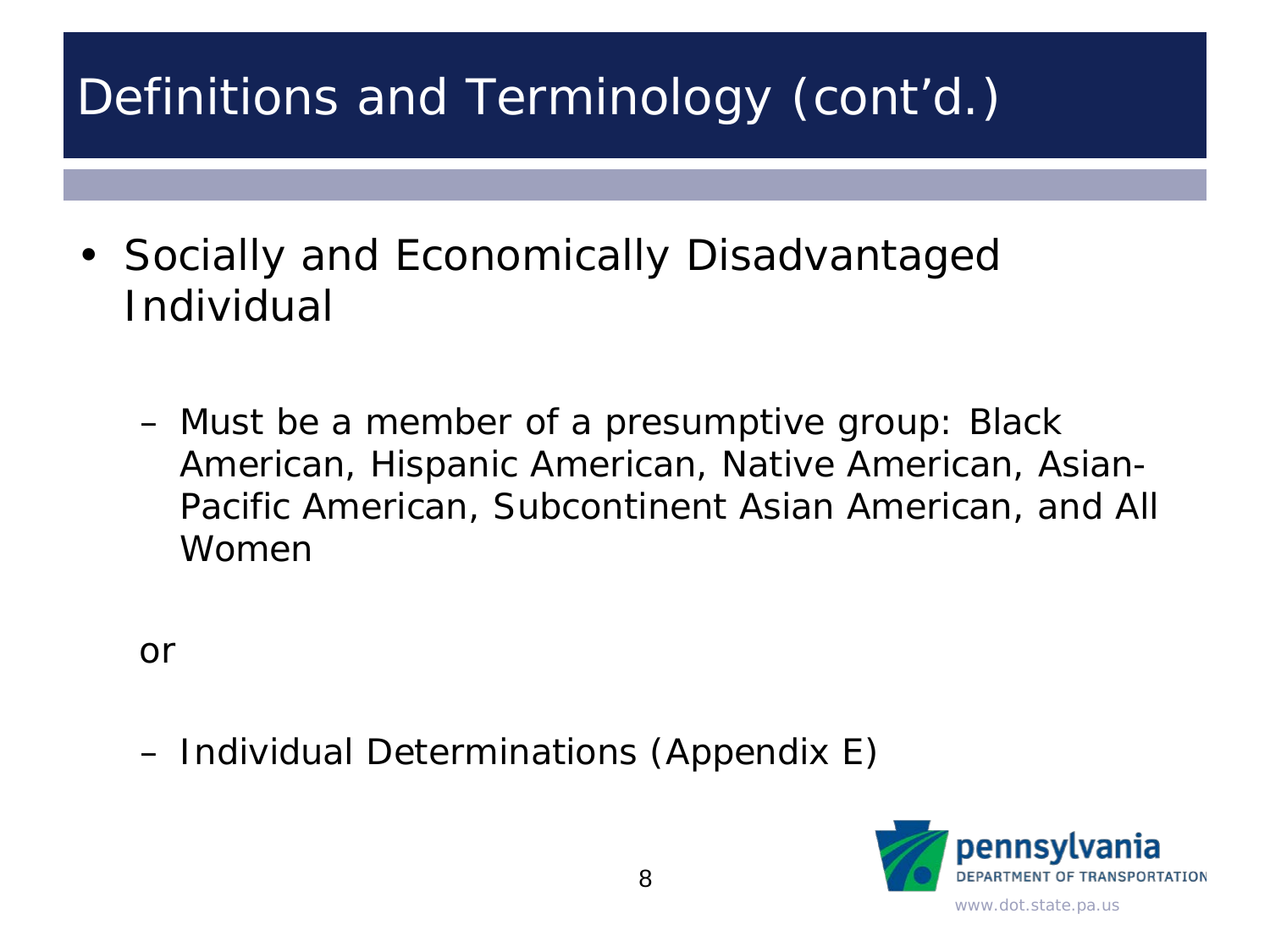# Definitions and Terminology (cont'd.)

- Socially and Economically Disadvantaged Individual

  - Must be a member of a presumptive group: Black American, Hispanic American, Native American, Asian-Pacific American, Subcontinent Asian American, and All Women

  or

  - Individual Determinations (Appendix E)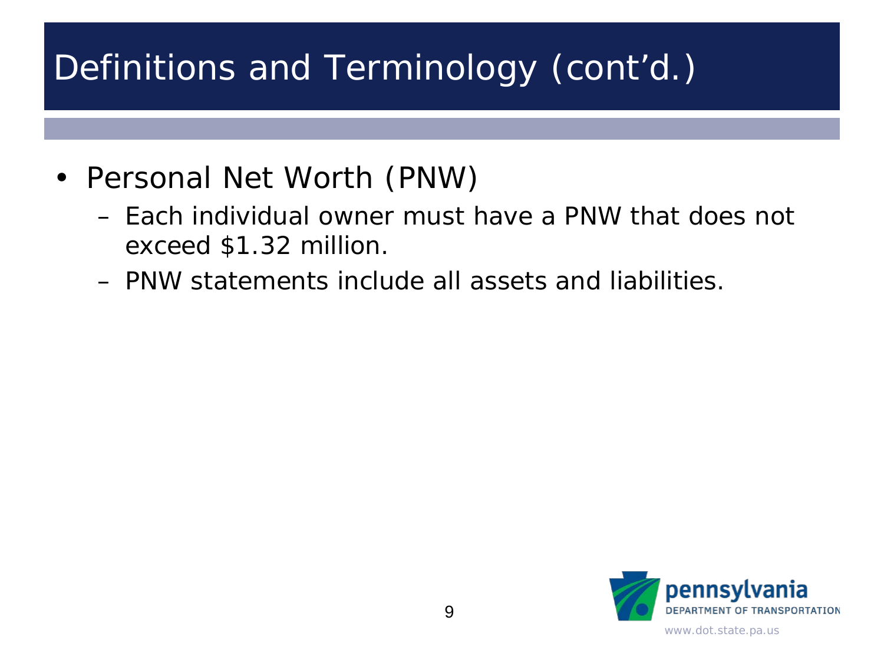# Definitions and Terminology (cont'd.)

- Personal Net Worth (PNW)
  - Each individual owner must have a PNW that does not exceed $1.32 million.
  - PNW statements include all assets and liabilities.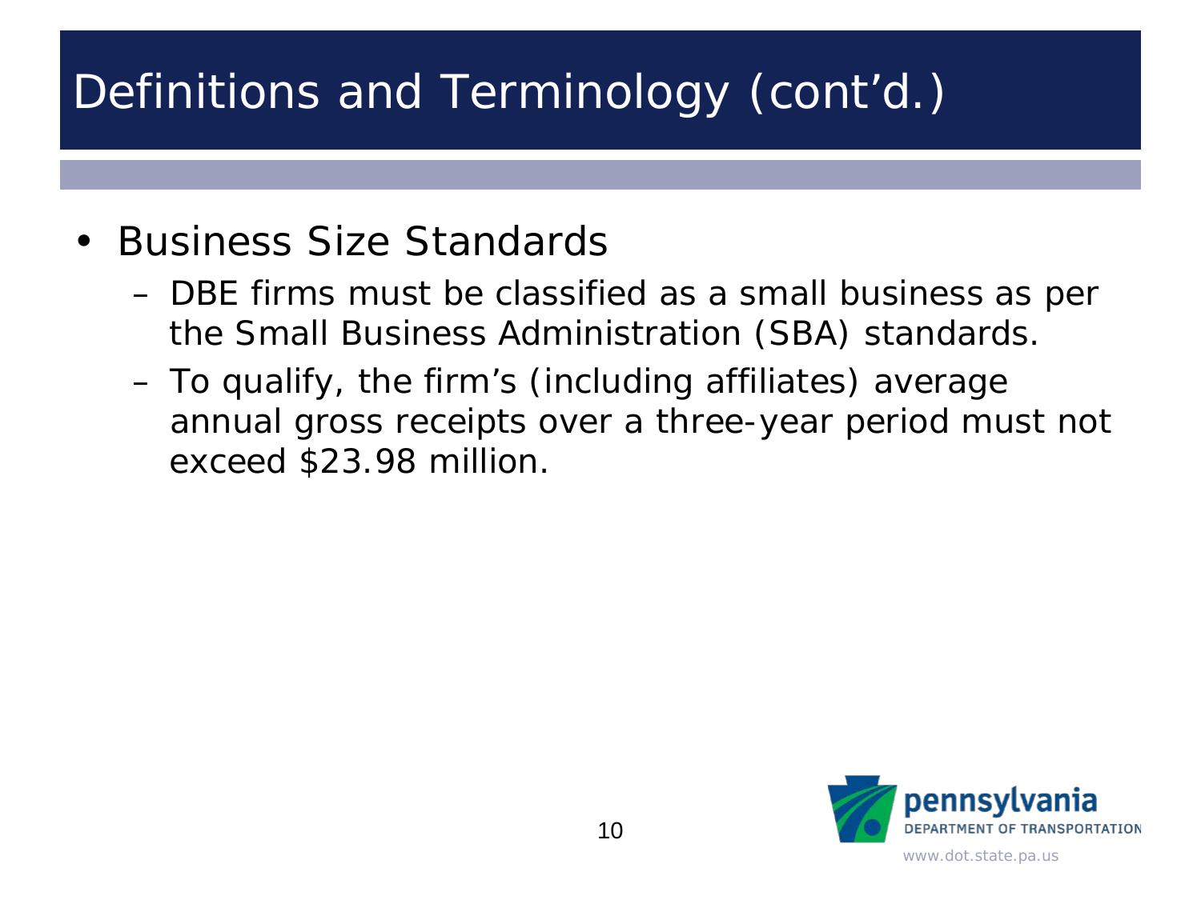# Definitions and Terminology (cont'd.)

- Business Size Standards
  - DBE firms must be classified as a small business as per the Small Business Administration (SBA) standards.
  - To qualify, the firm's (including affiliates) average annual gross receipts over a three-year period must not exceed $23.98 million.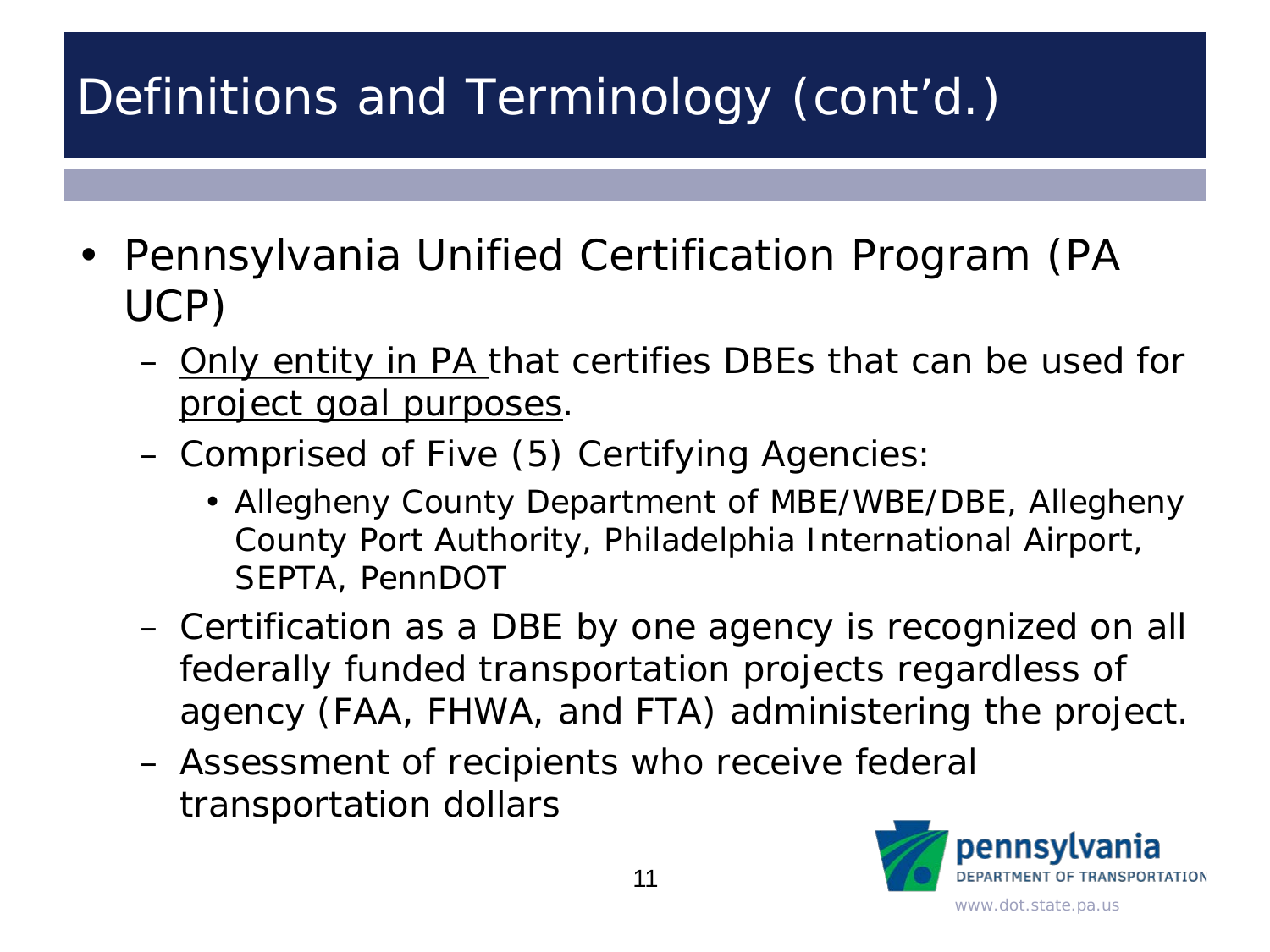# Definitions and Terminology (cont'd.)

- Pennsylvania Unified Certification Program (PA UCP)
  - Only entity in PA that certifies DBEs that can be used for project goal purposes.
  - Comprised of Five (5) Certifying Agencies:
    - Allegheny County Department of MBE/WBE/DBE, Allegheny County Port Authority, Philadelphia International Airport, SEPTA, PennDOT
  - Certification as a DBE by one agency is recognized on all federally funded transportation projects regardless of agency (FAA, FHWA, and FTA) administering the project.
  - Assessment of recipients who receive federal transportation dollars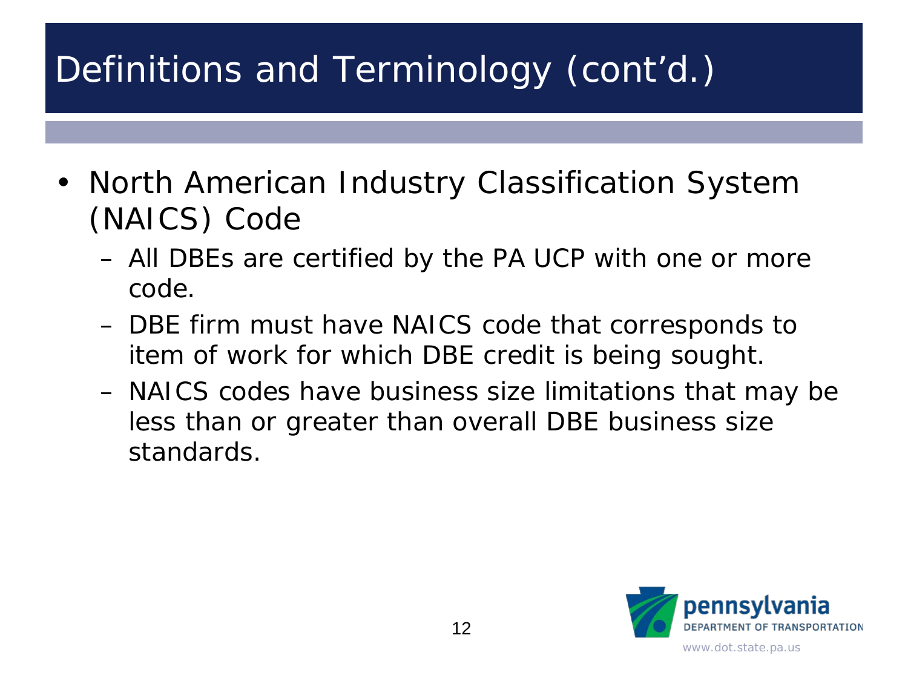# Definitions and Terminology (cont'd.)

- North American Industry Classification System (NAICS) Code
  - All DBEs are certified by the PA UCP with one or more code.
  - DBE firm must have NAICS code that corresponds to item of work for which DBE credit is being sought.
  - NAICS codes have business size limitations that may be less than or greater than overall DBE business size standards.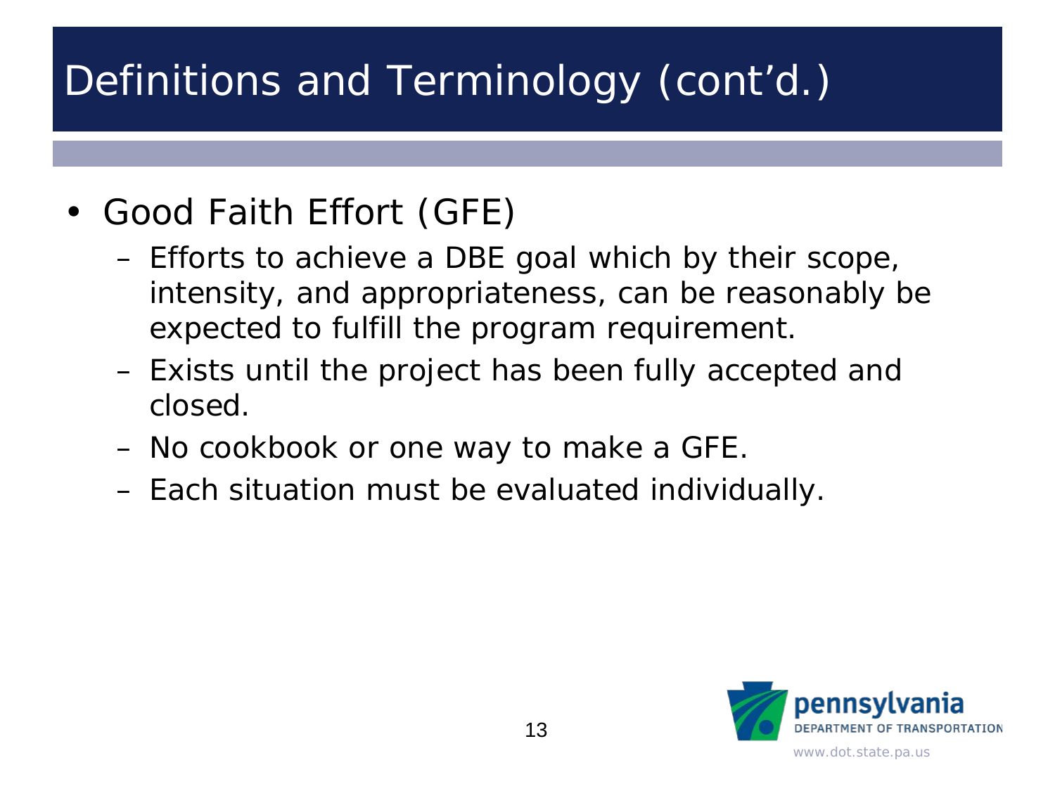# Definitions and Terminology (cont'd.)

- Good Faith Effort (GFE)
  - Efforts to achieve a DBE goal which by their scope, intensity, and appropriateness, can be reasonably be expected to fulfill the program requirement.
  - Exists until the project has been fully accepted and closed.
  - No cookbook or one way to make a GFE.
  - Each situation must be evaluated individually.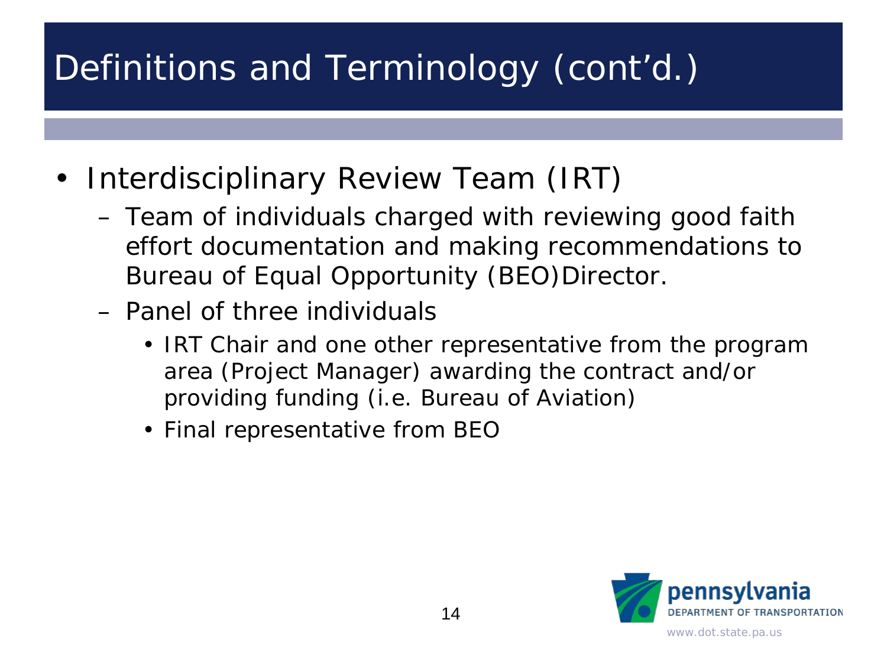# Definitions and Terminology (cont'd.)

- Interdisciplinary Review Team (IRT)
  - Team of individuals charged with reviewing good faith effort documentation and making recommendations to Bureau of Equal Opportunity (BEO)Director.
  - Panel of three individuals
    - IRT Chair and one other representative from the program area (Project Manager) awarding the contract and/or providing funding (i.e. Bureau of Aviation)
    - Final representative from BEO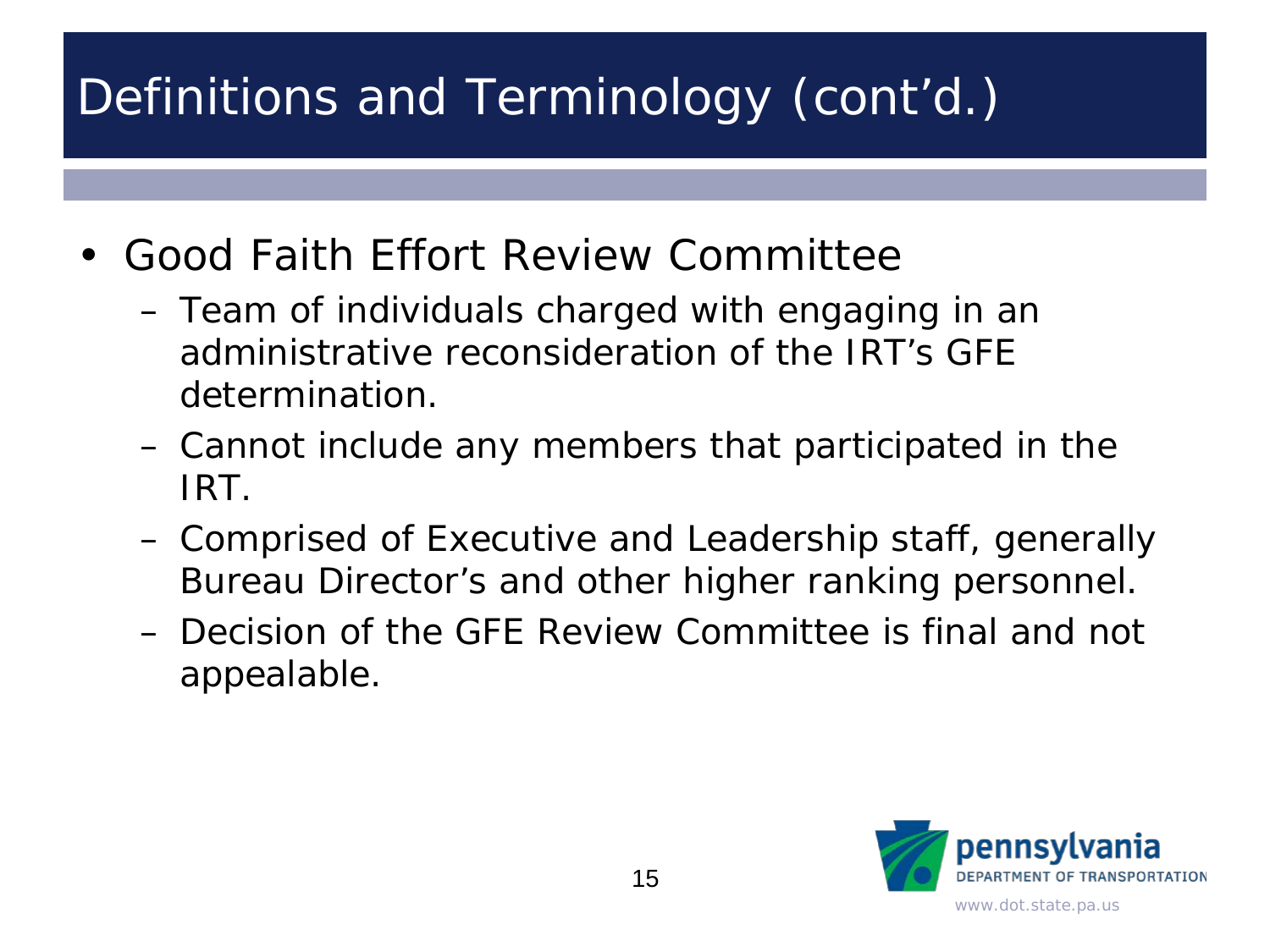# Definitions and Terminology (cont'd.)

- Good Faith Effort Review Committee
  - Team of individuals charged with engaging in an administrative reconsideration of the IRT's GFE determination.
  - Cannot include any members that participated in the IRT.
  - Comprised of Executive and Leadership staff, generally Bureau Director's and other higher ranking personnel.
  - Decision of the GFE Review Committee is final and not appealable.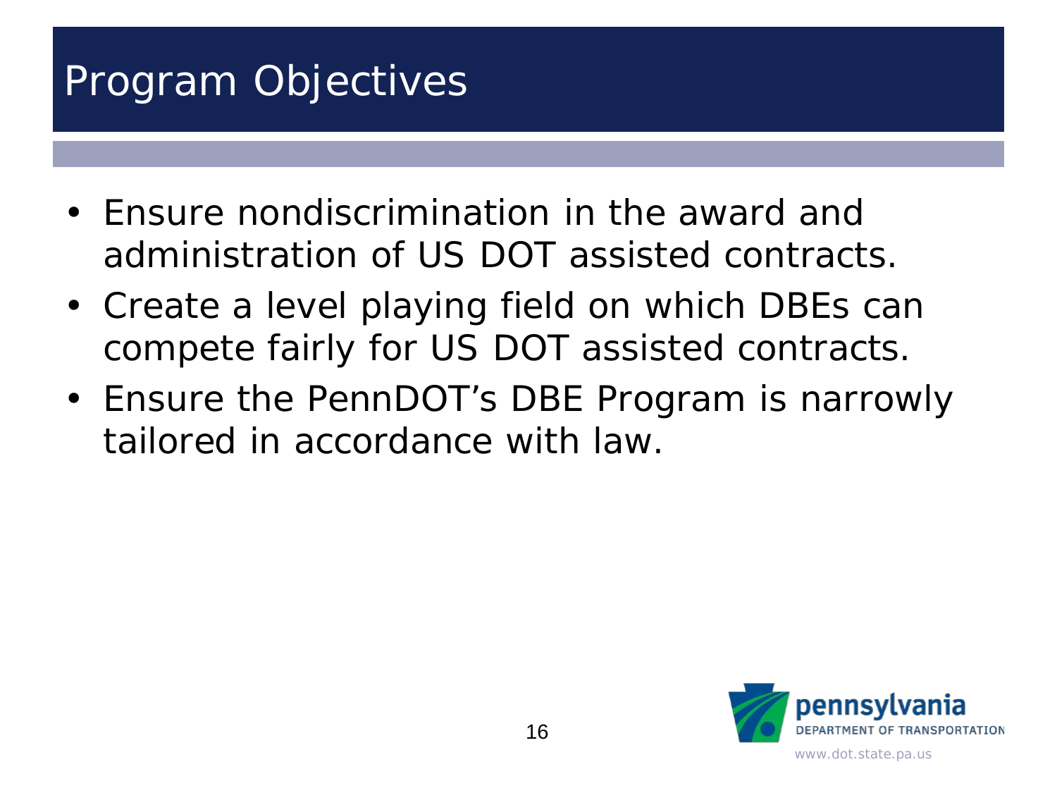# Program Objectives

- Ensure nondiscrimination in the award and administration of US DOT assisted contracts.
- Create a level playing field on which DBEs can compete fairly for US DOT assisted contracts.
- Ensure the PennDOT's DBE Program is narrowly tailored in accordance with law.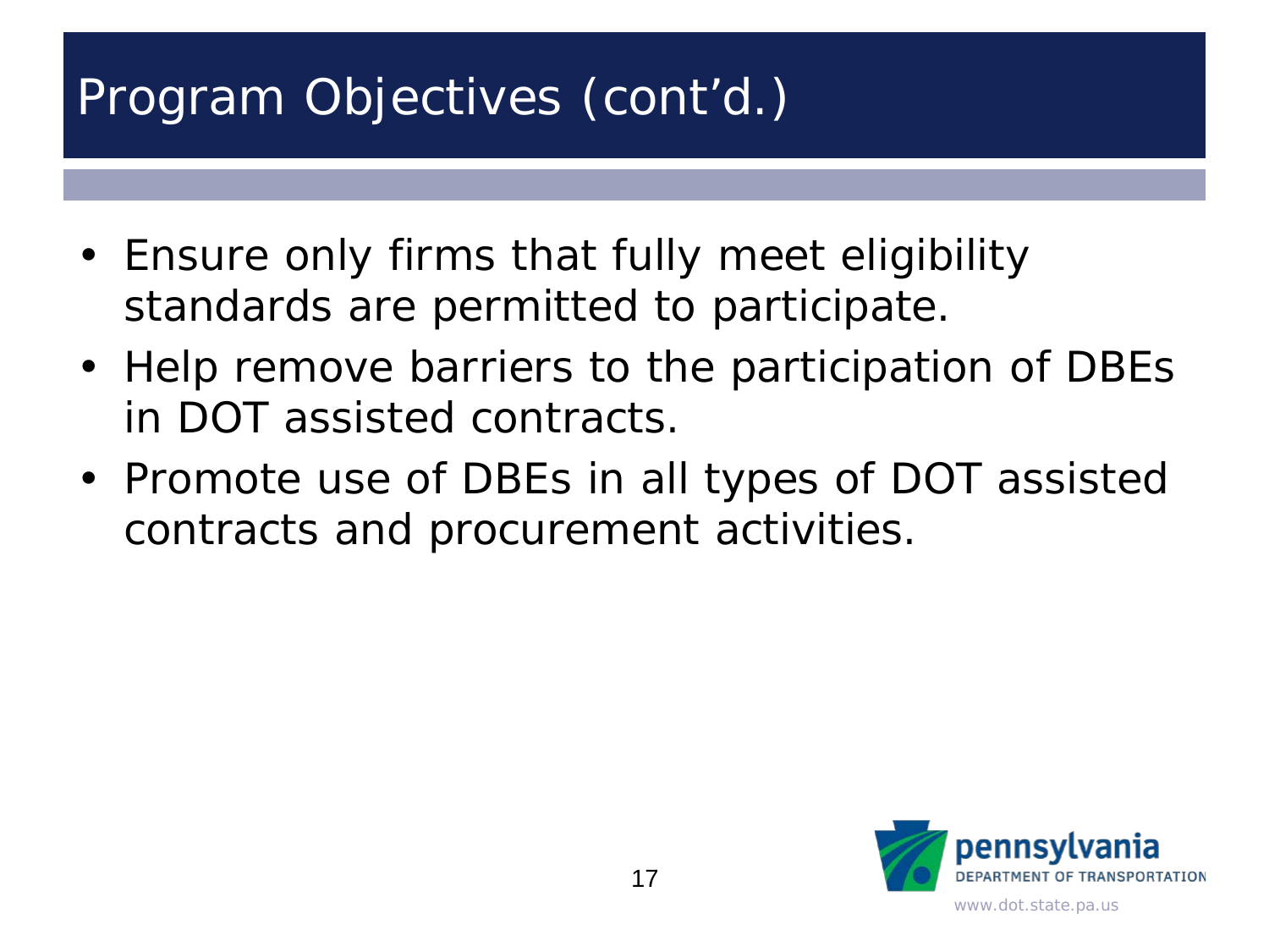# Program Objectives (cont'd.)

- Ensure only firms that fully meet eligibility standards are permitted to participate.
- Help remove barriers to the participation of DBEs in DOT assisted contracts.
- Promote use of DBEs in all types of DOT assisted contracts and procurement activities.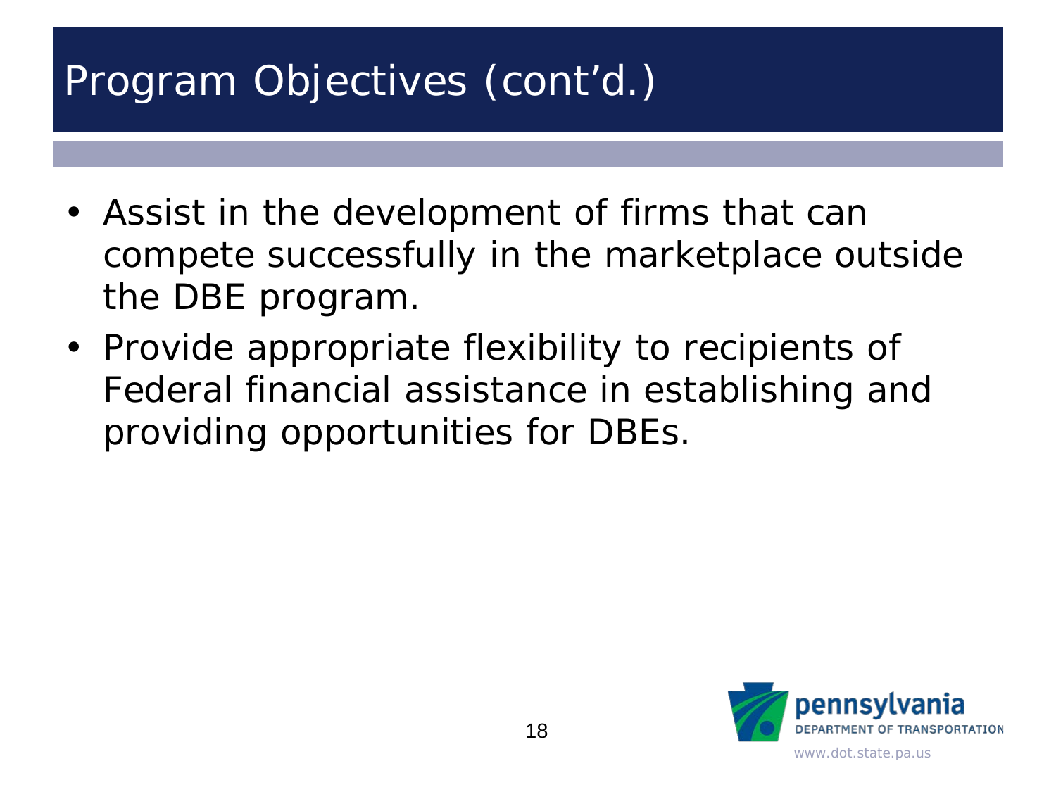# Program Objectives (cont'd.)

- Assist in the development of firms that can compete successfully in the marketplace outside the DBE program.
- Provide appropriate flexibility to recipients of Federal financial assistance in establishing and providing opportunities for DBEs.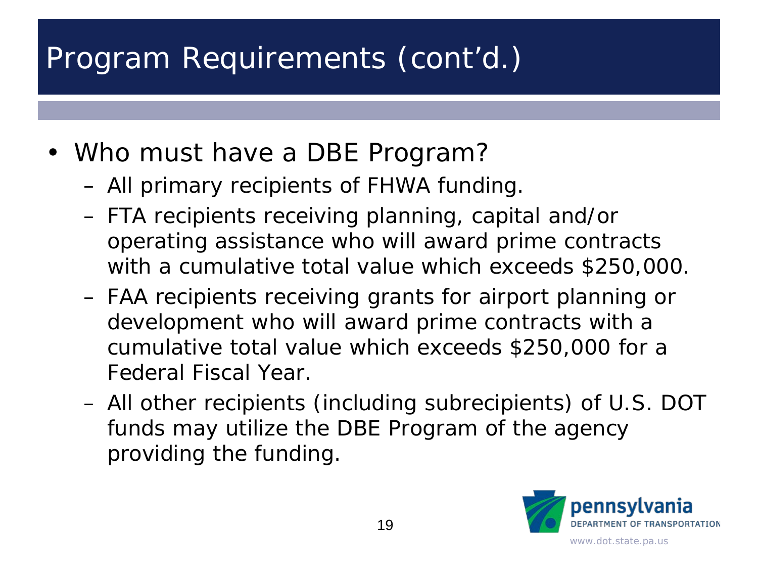# Program Requirements (cont'd.)

- Who must have a DBE Program?
  - All primary recipients of FHWA funding.
  - FTA recipients receiving planning, capital and/or operating assistance who will award prime contracts with a cumulative total value which exceeds $250,000.
  - FAA recipients receiving grants for airport planning or development who will award prime contracts with a cumulative total value which exceeds $250,000 for a Federal Fiscal Year.
  - All other recipients (including subrecipients) of U.S. DOT funds may utilize the DBE Program of the agency providing the funding.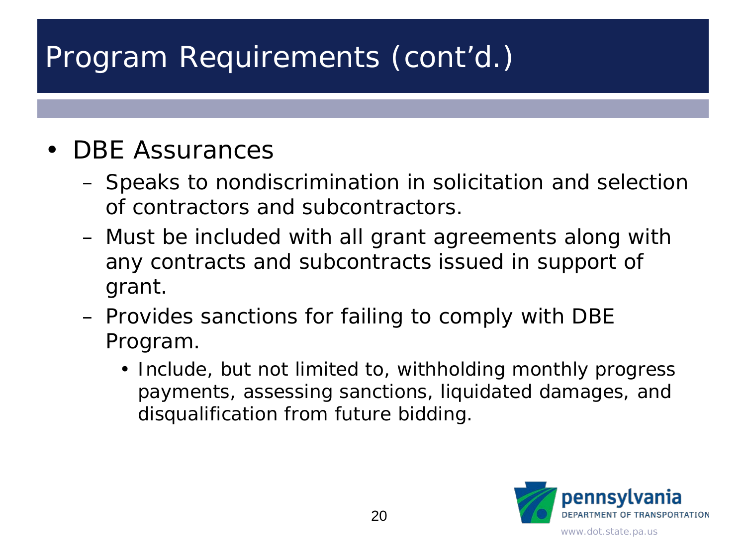# Program Requirements (cont'd.)

- DBE Assurances
  - Speaks to nondiscrimination in solicitation and selection of contractors and subcontractors.
  - Must be included with all grant agreements along with any contracts and subcontracts issued in support of grant.
  - Provides sanctions for failing to comply with DBE Program.
    - Include, but not limited to, withholding monthly progress payments, assessing sanctions, liquidated damages, and disqualification from future bidding.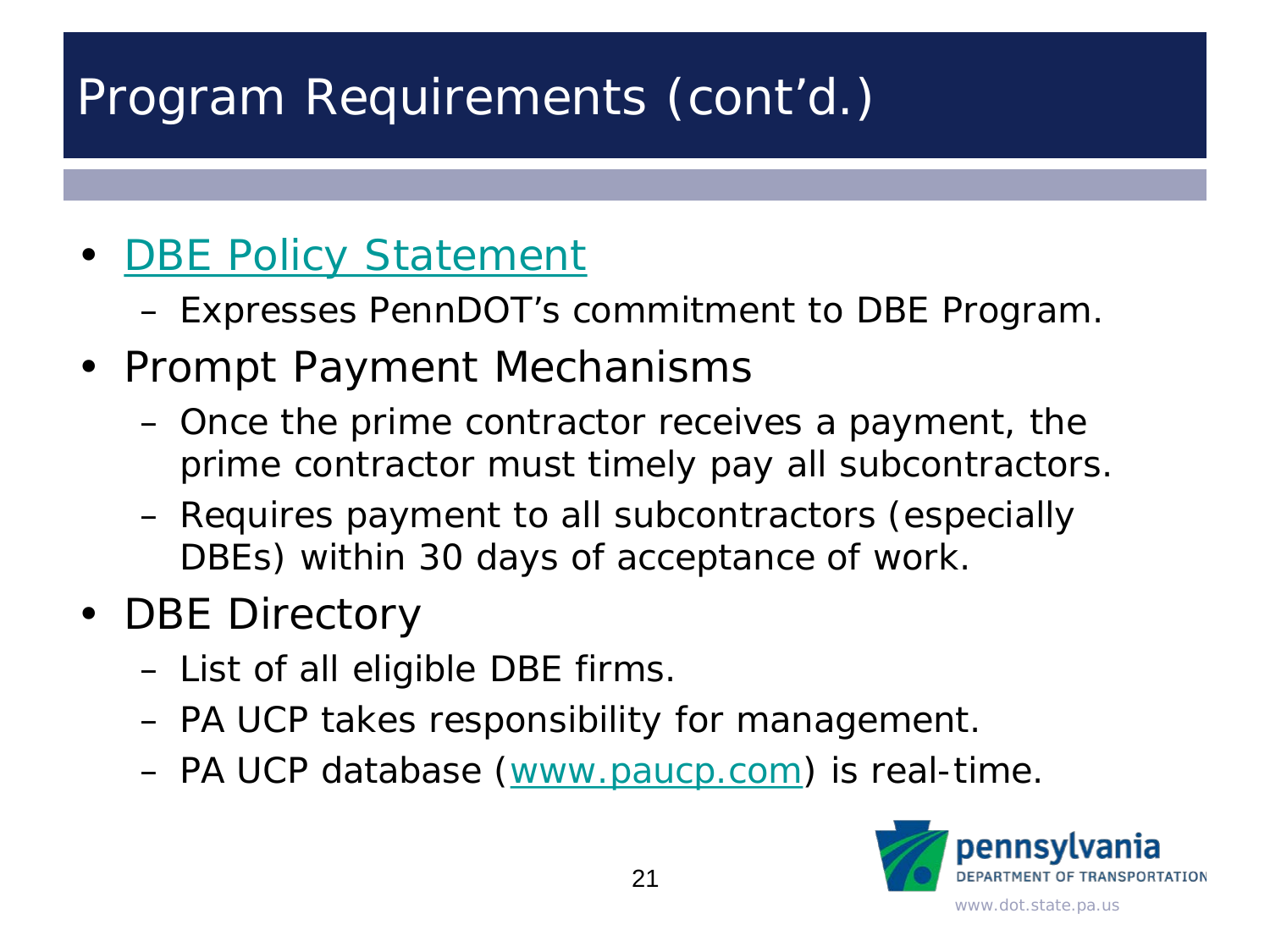# Program Requirements (cont'd.)

- DBE Policy Statement
  - Expresses PennDOT's commitment to DBE Program.
- Prompt Payment Mechanisms
  - Once the prime contractor receives a payment, the prime contractor must timely pay all subcontractors.
  - Requires payment to all subcontractors (especially DBEs) within 30 days of acceptance of work.
- DBE Directory
  - List of all eligible DBE firms.
  - PA UCP takes responsibility for management.
  - PA UCP database (www.paucp.com) is real-time.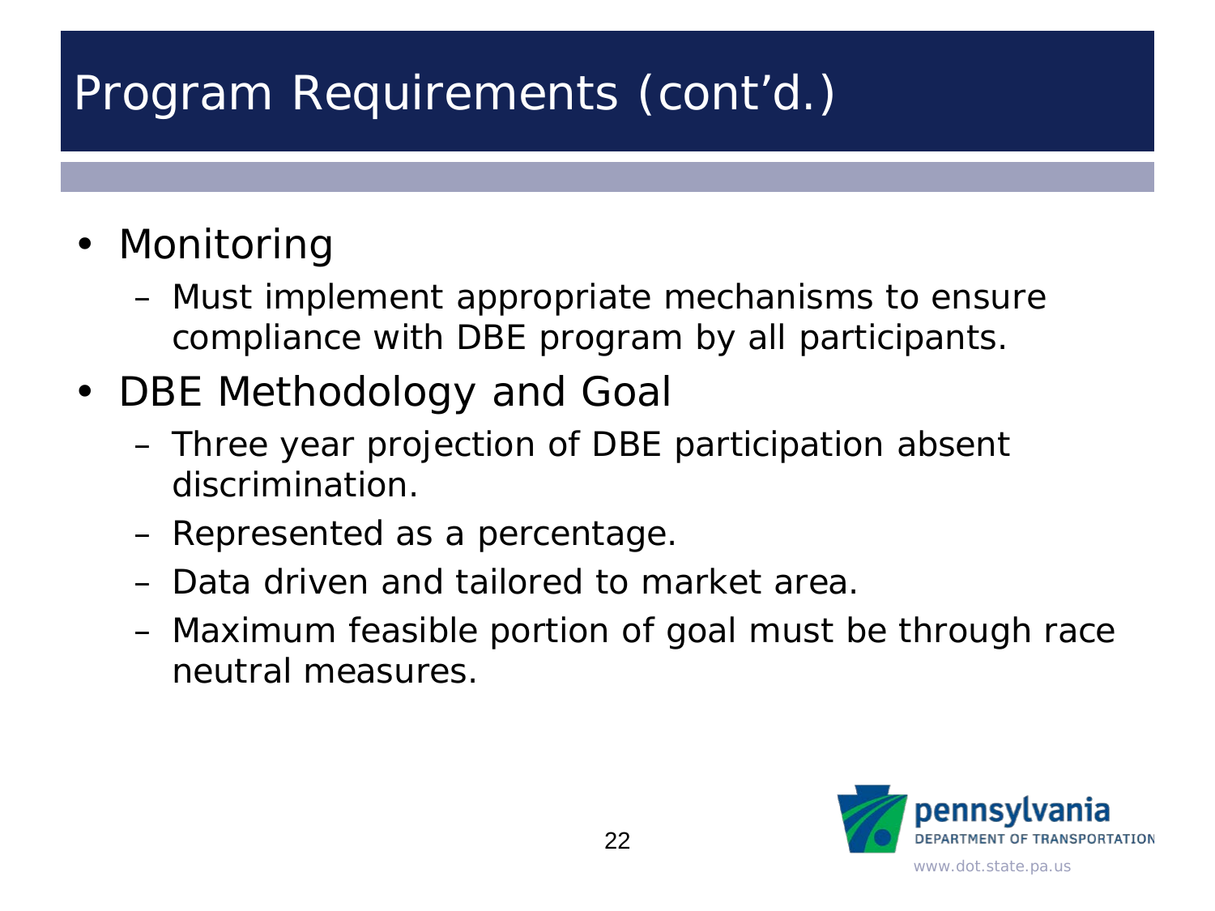# Program Requirements (cont'd.)

- Monitoring
  - Must implement appropriate mechanisms to ensure compliance with DBE program by all participants.
- DBE Methodology and Goal
  - Three year projection of DBE participation absent discrimination.
  - Represented as a percentage.
  - Data driven and tailored to market area.
  - Maximum feasible portion of goal must be through race neutral measures.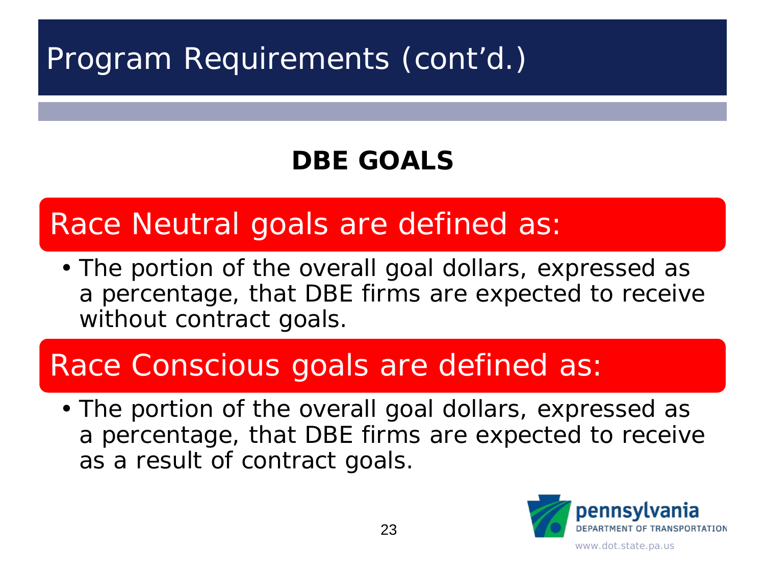# Program Requirements (cont'd.)

## DBE GOALS

### Race Neutral goals are defined as:

- The portion of the overall goal dollars, expressed as a percentage, that DBE firms are expected to receive without contract goals.

### Race Conscious goals are defined as:

- The portion of the overall goal dollars, expressed as a percentage, that DBE firms are expected to receive as a result of contract goals.

pennsylvania
DEPARTMENT OF TRANSPORTATION
www.dot.state.pa.us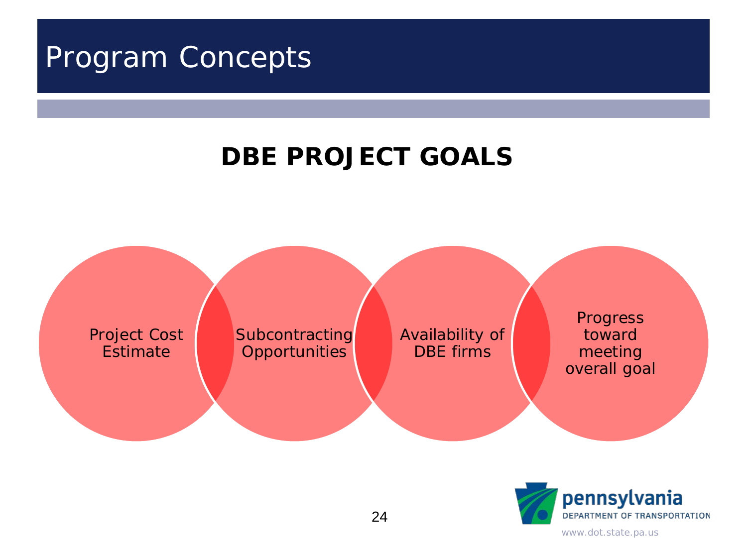# Program Concepts

## DBE PROJECT GOALS

- Project Cost Estimate
- Subcontracting Opportunities
- Availability of DBE firms
- Progress toward meeting overall goal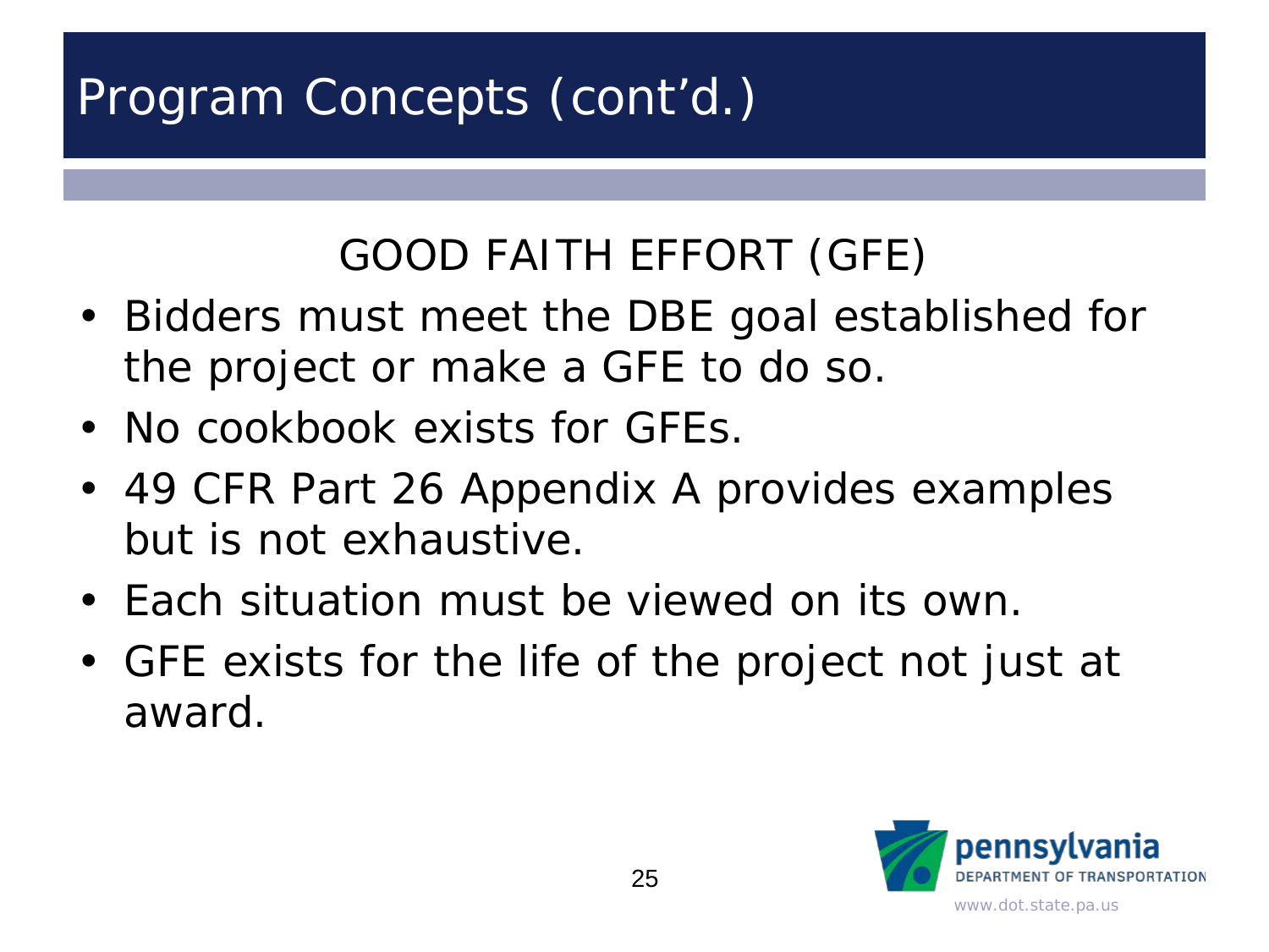# Program Concepts (cont'd.)

## GOOD FAITH EFFORT (GFE)

- Bidders must meet the DBE goal established for the project or make a GFE to do so.
- No cookbook exists for GFEs.
- 49 CFR Part 26 Appendix A provides examples but is not exhaustive.
- Each situation must be viewed on its own.
- GFE exists for the life of the project not just at award.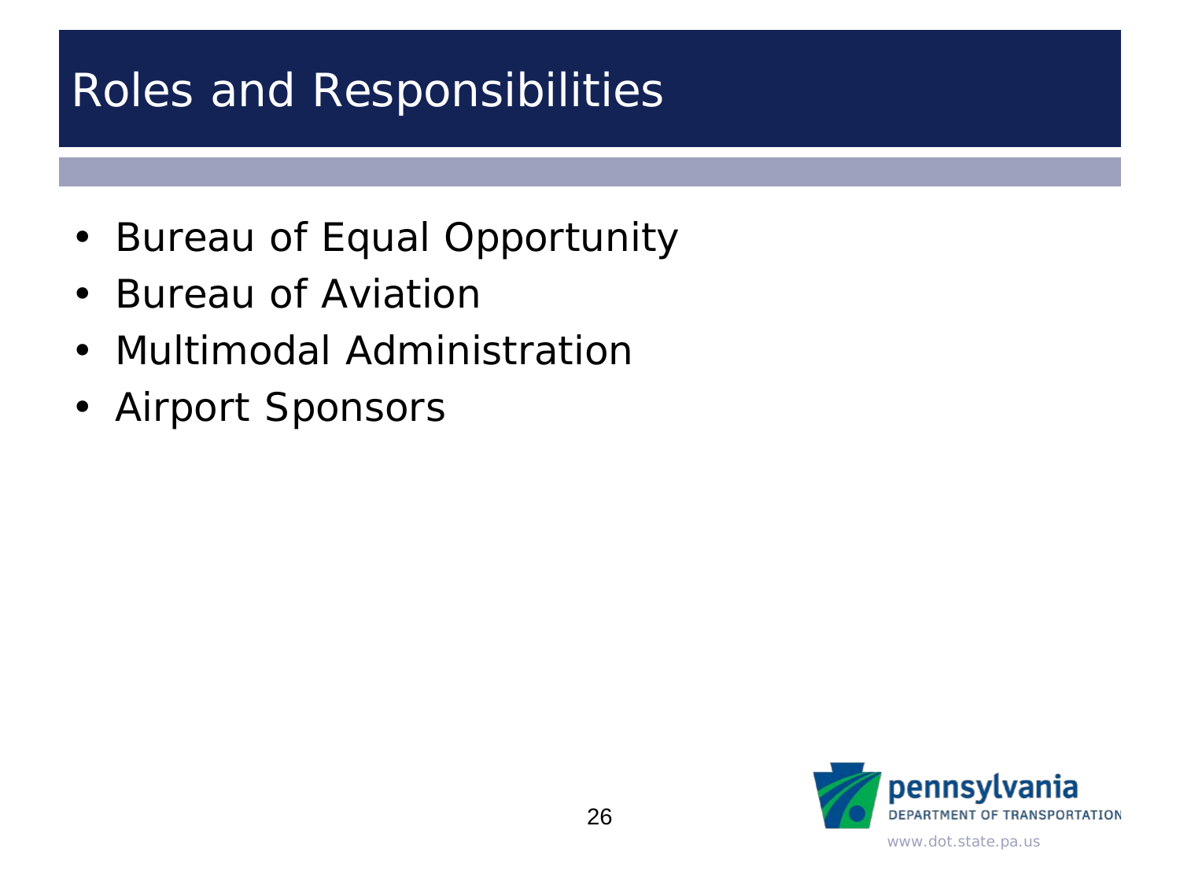# Roles and Responsibilities

- Bureau of Equal Opportunity
- Bureau of Aviation
- Multimodal Administration
- Airport Sponsors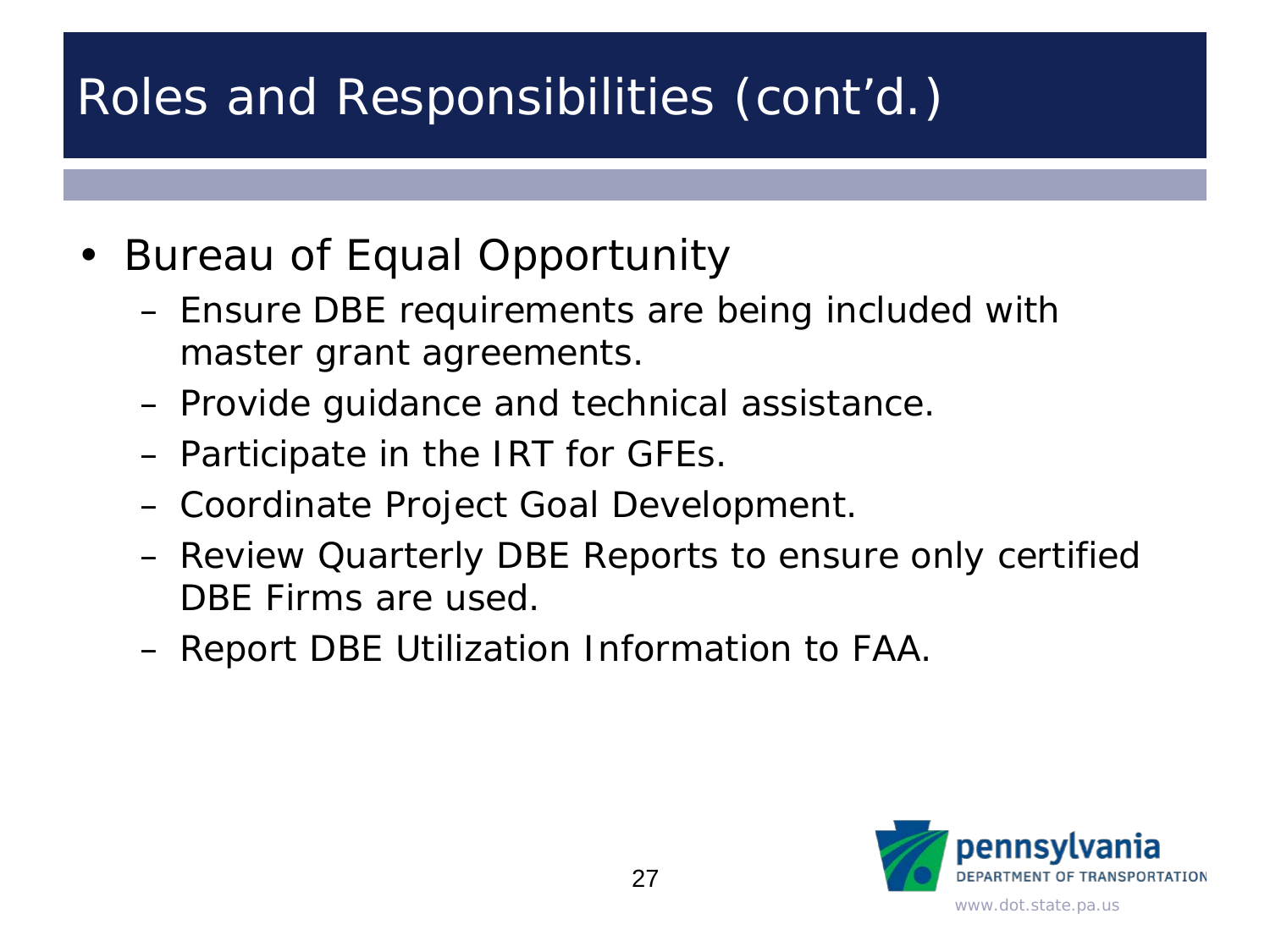# Roles and Responsibilities (cont'd.)

- Bureau of Equal Opportunity
  - Ensure DBE requirements are being included with master grant agreements.
  - Provide guidance and technical assistance.
  - Participate in the IRT for GFEs.
  - Coordinate Project Goal Development.
  - Review Quarterly DBE Reports to ensure only certified DBE Firms are used.
  - Report DBE Utilization Information to FAA.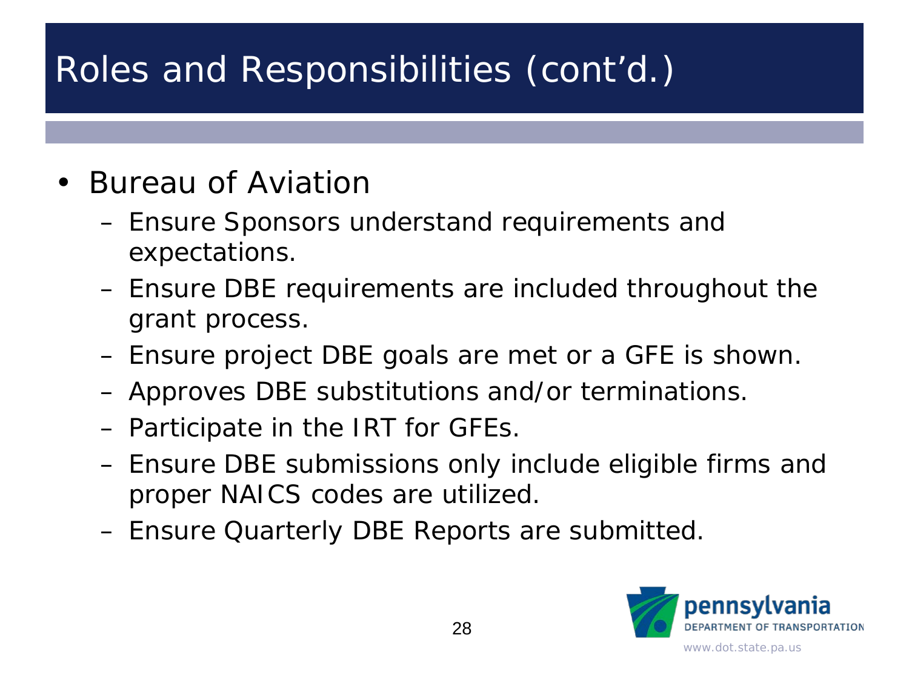# Roles and Responsibilities (cont'd.)

- Bureau of Aviation
  - Ensure Sponsors understand requirements and expectations.
  - Ensure DBE requirements are included throughout the grant process.
  - Ensure project DBE goals are met or a GFE is shown.
  - Approves DBE substitutions and/or terminations.
  - Participate in the IRT for GFEs.
  - Ensure DBE submissions only include eligible firms and proper NAICS codes are utilized.
  - Ensure Quarterly DBE Reports are submitted.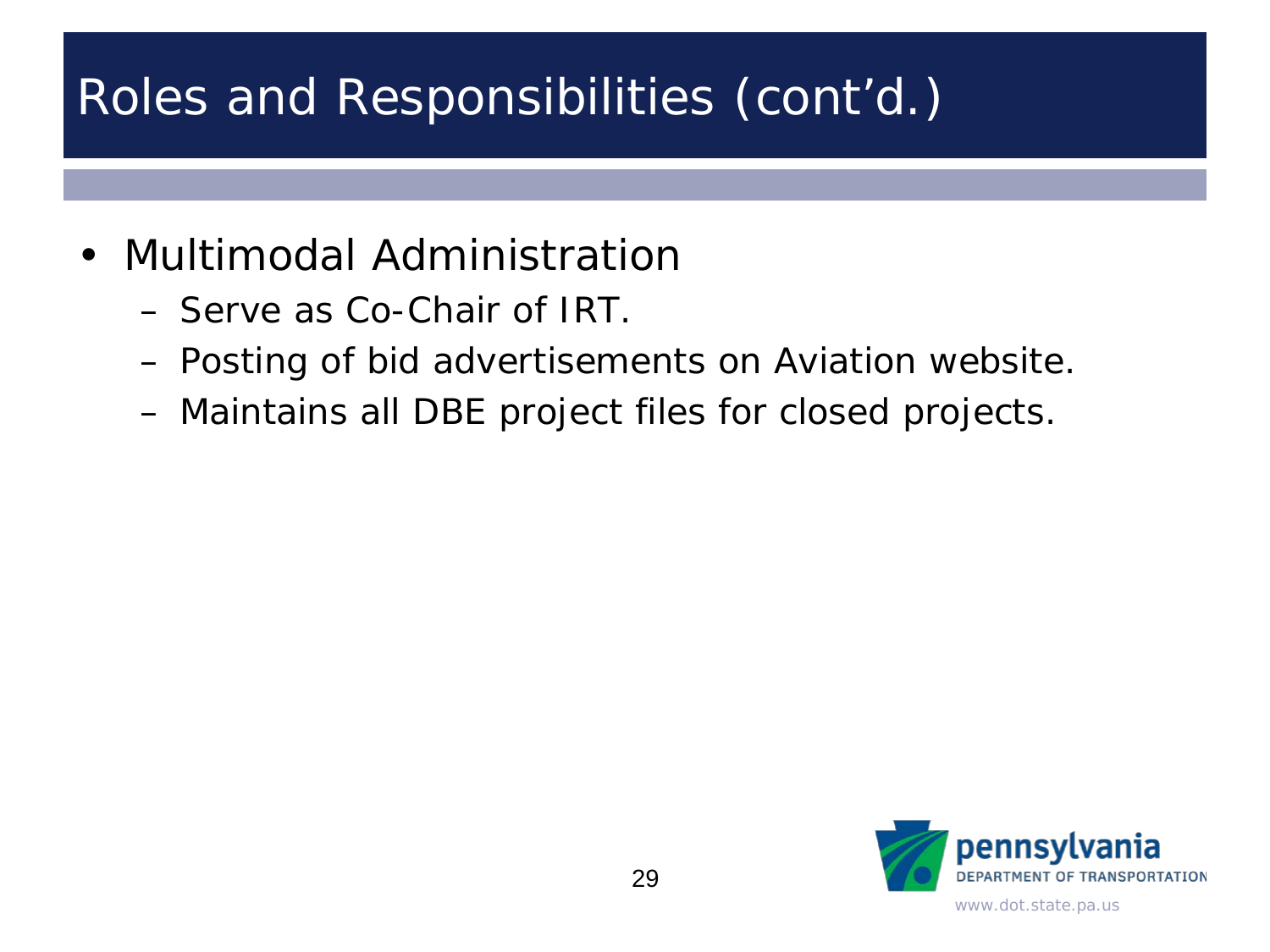# Roles and Responsibilities (cont'd.)

- Multimodal Administration
  - Serve as Co-Chair of IRT.
  - Posting of bid advertisements on Aviation website.
  - Maintains all DBE project files for closed projects.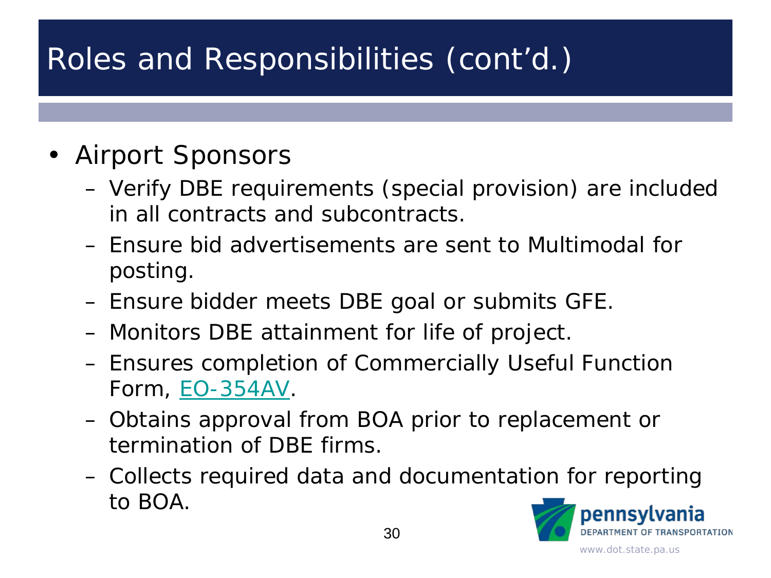# Roles and Responsibilities (cont'd.)

- Airport Sponsors
  - Verify DBE requirements (special provision) are included in all contracts and subcontracts.
  - Ensure bid advertisements are sent to Multimodal for posting.
  - Ensure bidder meets DBE goal or submits GFE.
  - Monitors DBE attainment for life of project.
  - Ensures completion of Commercially Useful Function Form, EO-354AV.
  - Obtains approval from BOA prior to replacement or termination of DBE firms.
  - Collects required data and documentation for reporting to BOA.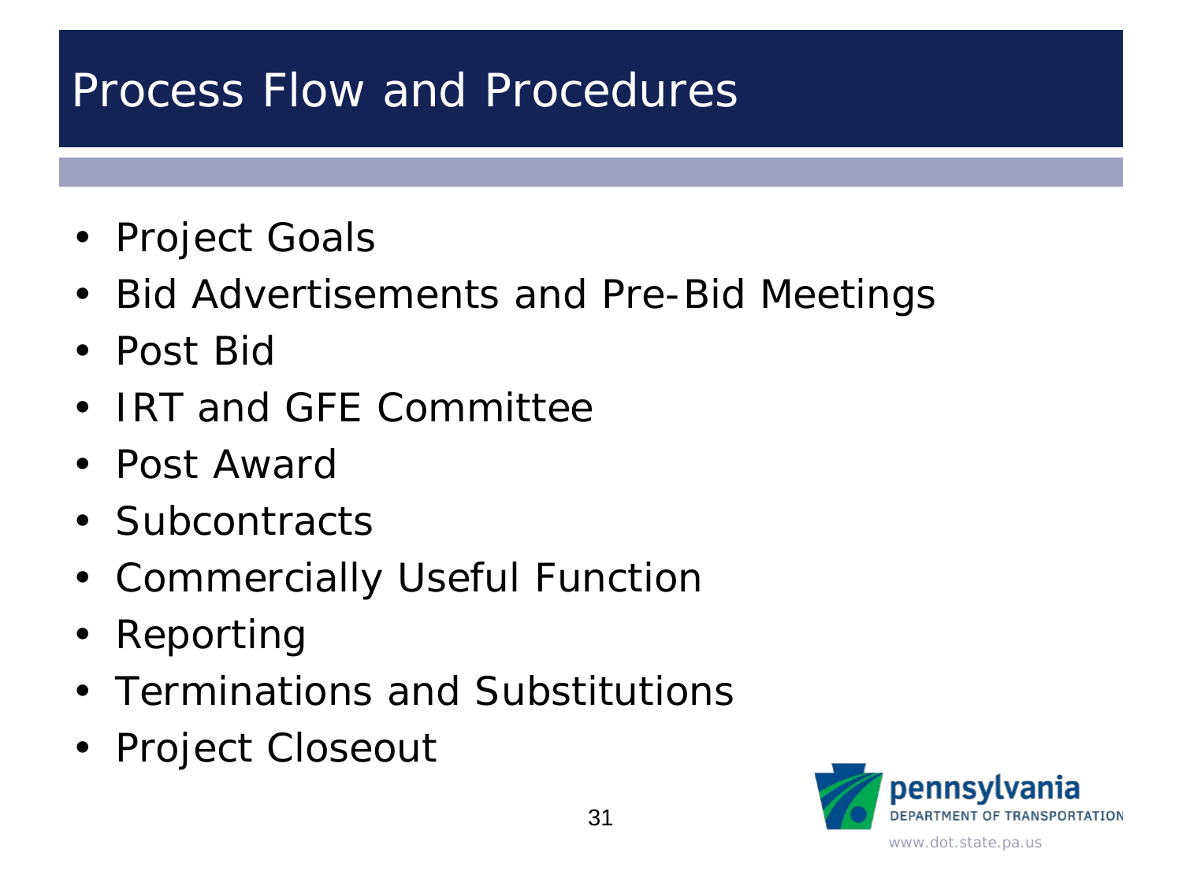# Process Flow and Procedures

- Project Goals
- Bid Advertisements and Pre-Bid Meetings
- Post Bid
- IRT and GFE Committee
- Post Award
- Subcontracts
- Commercially Useful Function
- Reporting
- Terminations and Substitutions
- Project Closeout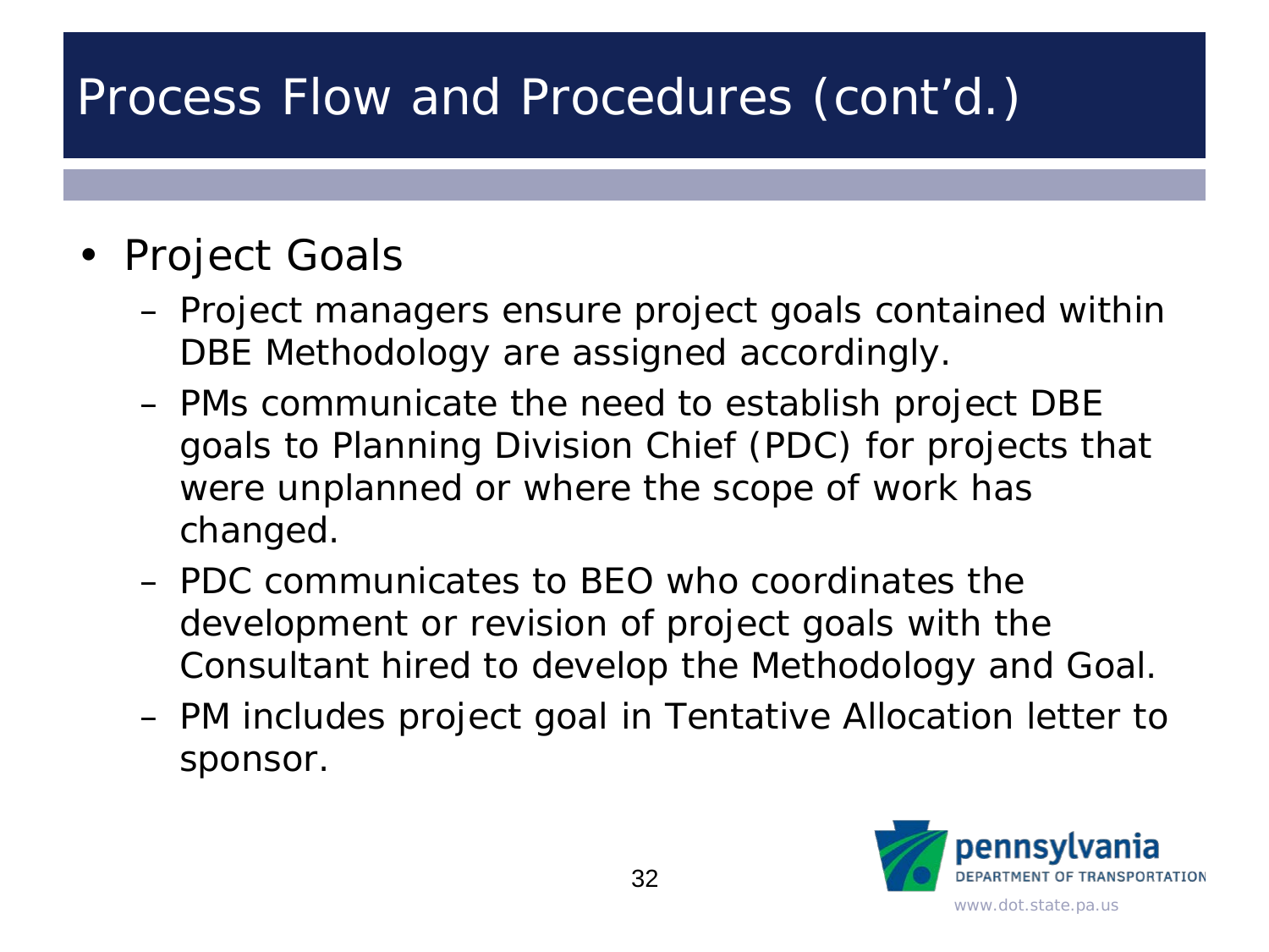# Process Flow and Procedures (cont'd.)

- Project Goals
  - Project managers ensure project goals contained within DBE Methodology are assigned accordingly.
  - PMs communicate the need to establish project DBE goals to Planning Division Chief (PDC) for projects that were unplanned or where the scope of work has changed.
  - PDC communicates to BEO who coordinates the development or revision of project goals with the Consultant hired to develop the Methodology and Goal.
  - PM includes project goal in Tentative Allocation letter to sponsor.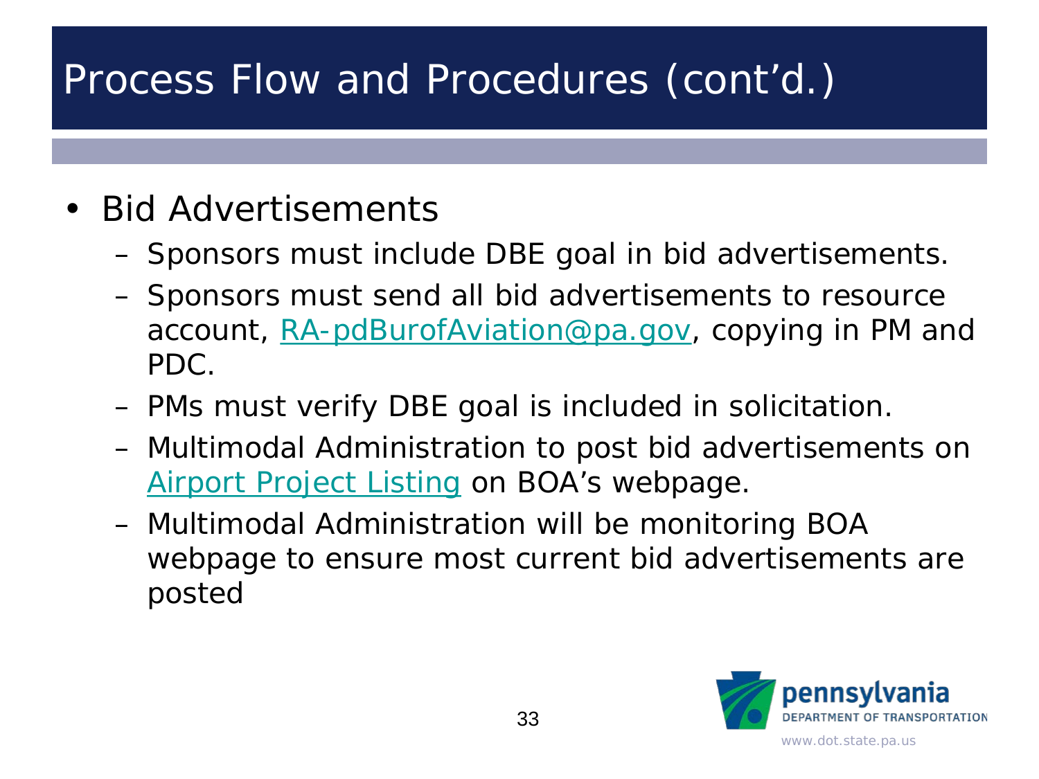# Process Flow and Procedures (cont'd.)

- Bid Advertisements
  - Sponsors must include DBE goal in bid advertisements.
  - Sponsors must send all bid advertisements to resource account, RA-pdBurofAviation@pa.gov, copying in PM and PDC.
  - PMs must verify DBE goal is included in solicitation.
  - Multimodal Administration to post bid advertisements on Airport Project Listing on BOA's webpage.
  - Multimodal Administration will be monitoring BOA webpage to ensure most current bid advertisements are posted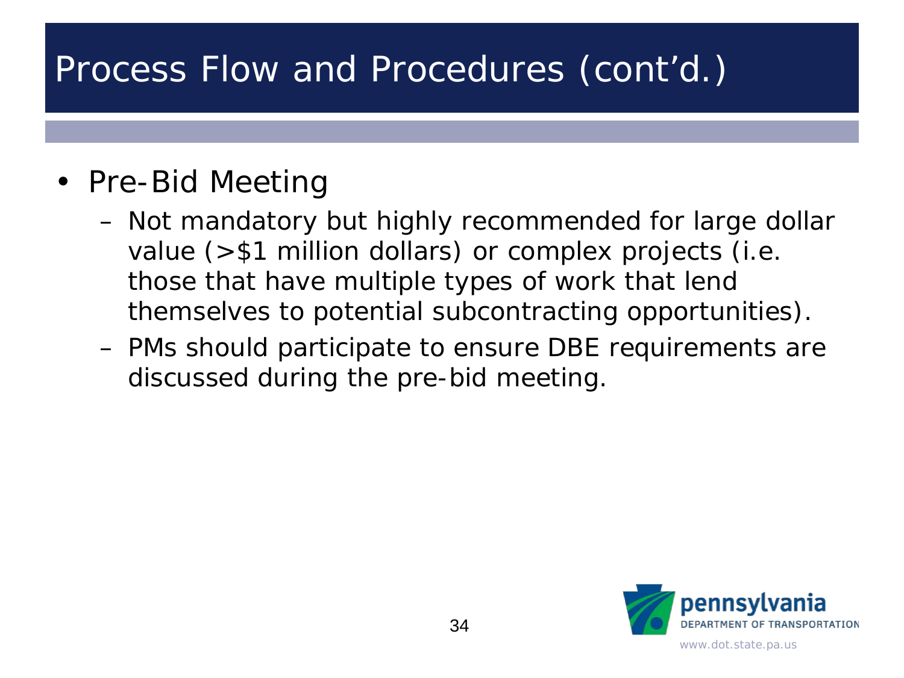# Process Flow and Procedures (cont'd.)

- Pre-Bid Meeting
  - Not mandatory but highly recommended for large dollar value (>$1 million dollars) or complex projects (i.e. those that have multiple types of work that lend themselves to potential subcontracting opportunities).
  - PMs should participate to ensure DBE requirements are discussed during the pre-bid meeting.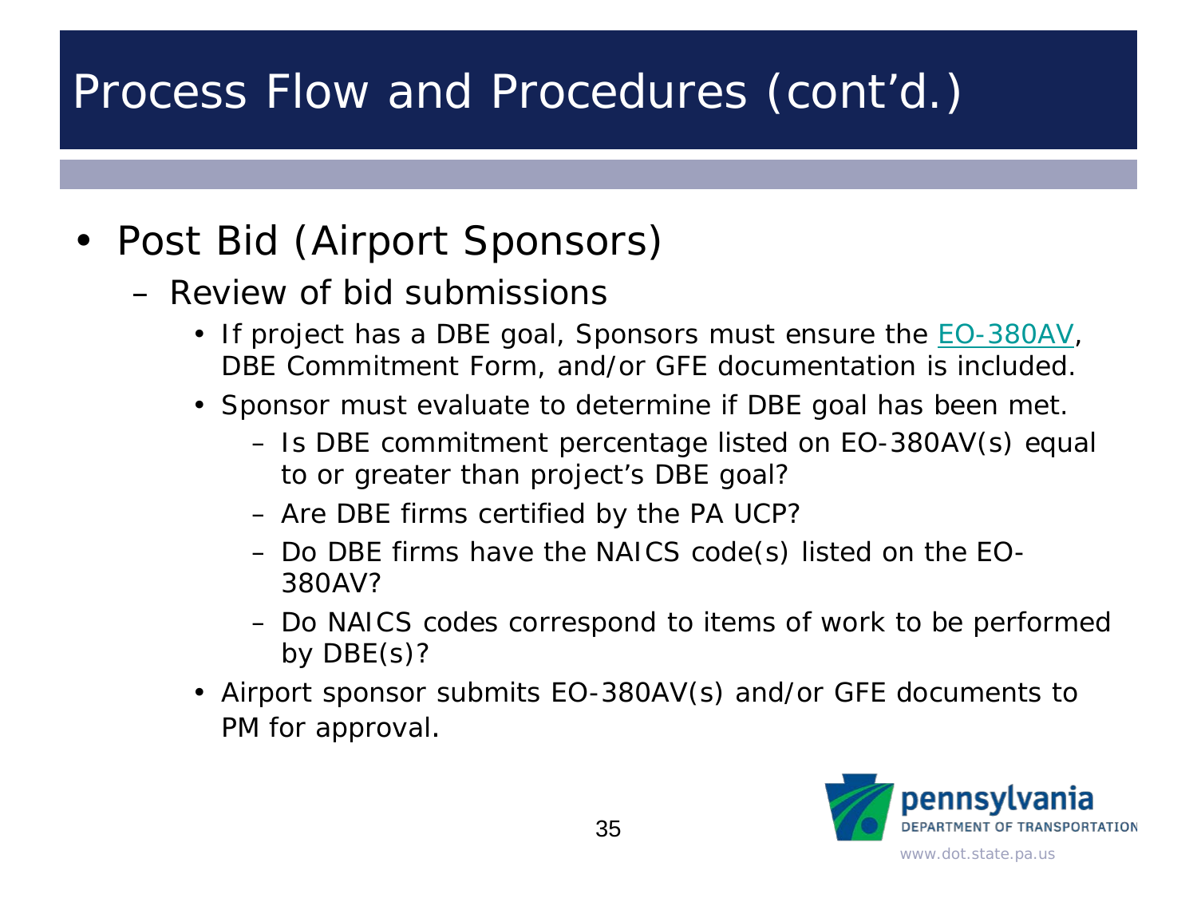# Process Flow and Procedures (cont'd.)

- Post Bid (Airport Sponsors)
  - Review of bid submissions
    - If project has a DBE goal, Sponsors must ensure the EO-380AV, DBE Commitment Form, and/or GFE documentation is included.
    - Sponsor must evaluate to determine if DBE goal has been met.
      - Is DBE commitment percentage listed on EO-380AV(s) equal to or greater than project's DBE goal?
      - Are DBE firms certified by the PA UCP?
      - Do DBE firms have the NAICS code(s) listed on the EO-380AV?
      - Do NAICS codes correspond to items of work to be performed by DBE(s)?
    - Airport sponsor submits EO-380AV(s) and/or GFE documents to PM for approval.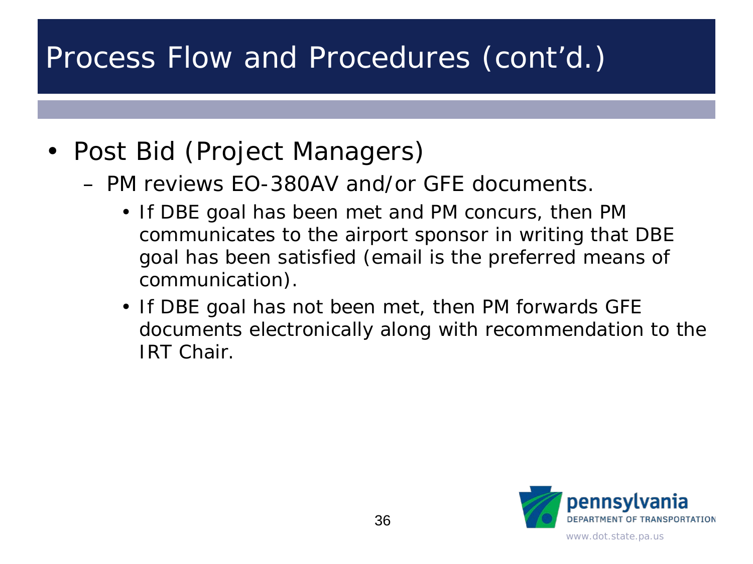# Process Flow and Procedures (cont'd.)

- Post Bid (Project Managers)
  - PM reviews EO-380AV and/or GFE documents.
    - If DBE goal has been met and PM concurs, then PM communicates to the airport sponsor in writing that DBE goal has been satisfied (email is the preferred means of communication).
    - If DBE goal has not been met, then PM forwards GFE documents electronically along with recommendation to the IRT Chair.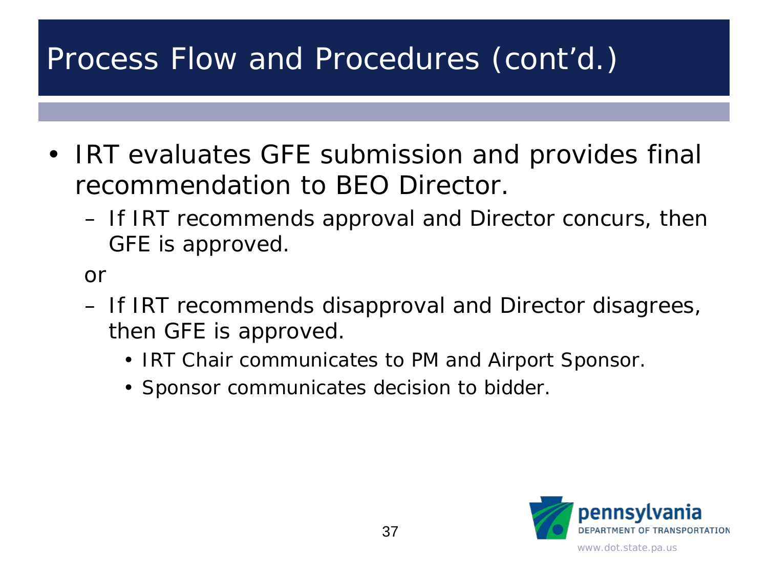# Process Flow and Procedures (cont'd.)

- IRT evaluates GFE submission and provides final recommendation to BEO Director.
  - If IRT recommends approval and Director concurs, then GFE is approved.

  or

  - If IRT recommends disapproval and Director disagrees, then GFE is approved.
    - IRT Chair communicates to PM and Airport Sponsor.
    - Sponsor communicates decision to bidder.

pennsylvania
DEPARTMENT OF TRANSPORTATION
www.dot.state.pa.us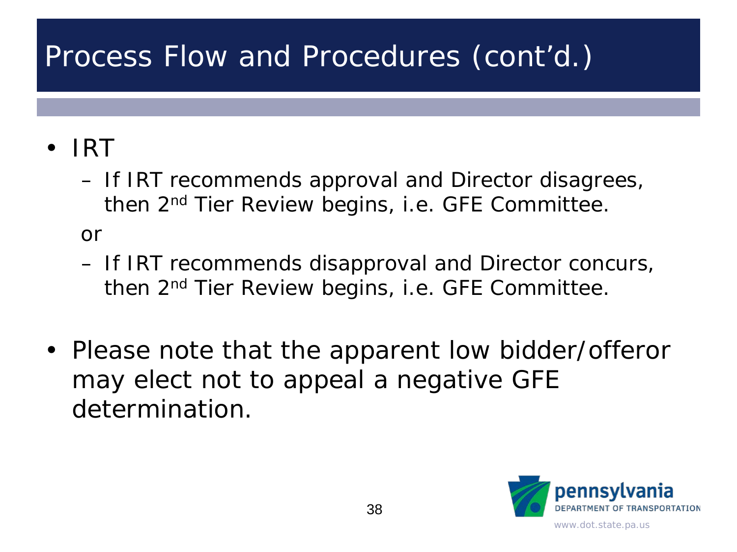# Process Flow and Procedures (cont'd.)

- IRT
  - If IRT recommends approval and Director disagrees, then 2nd Tier Review begins, i.e. GFE Committee.

  or

  - If IRT recommends disapproval and Director concurs, then 2nd Tier Review begins, i.e. GFE Committee.

- Please note that the apparent low bidder/offeror may elect not to appeal a negative GFE determination.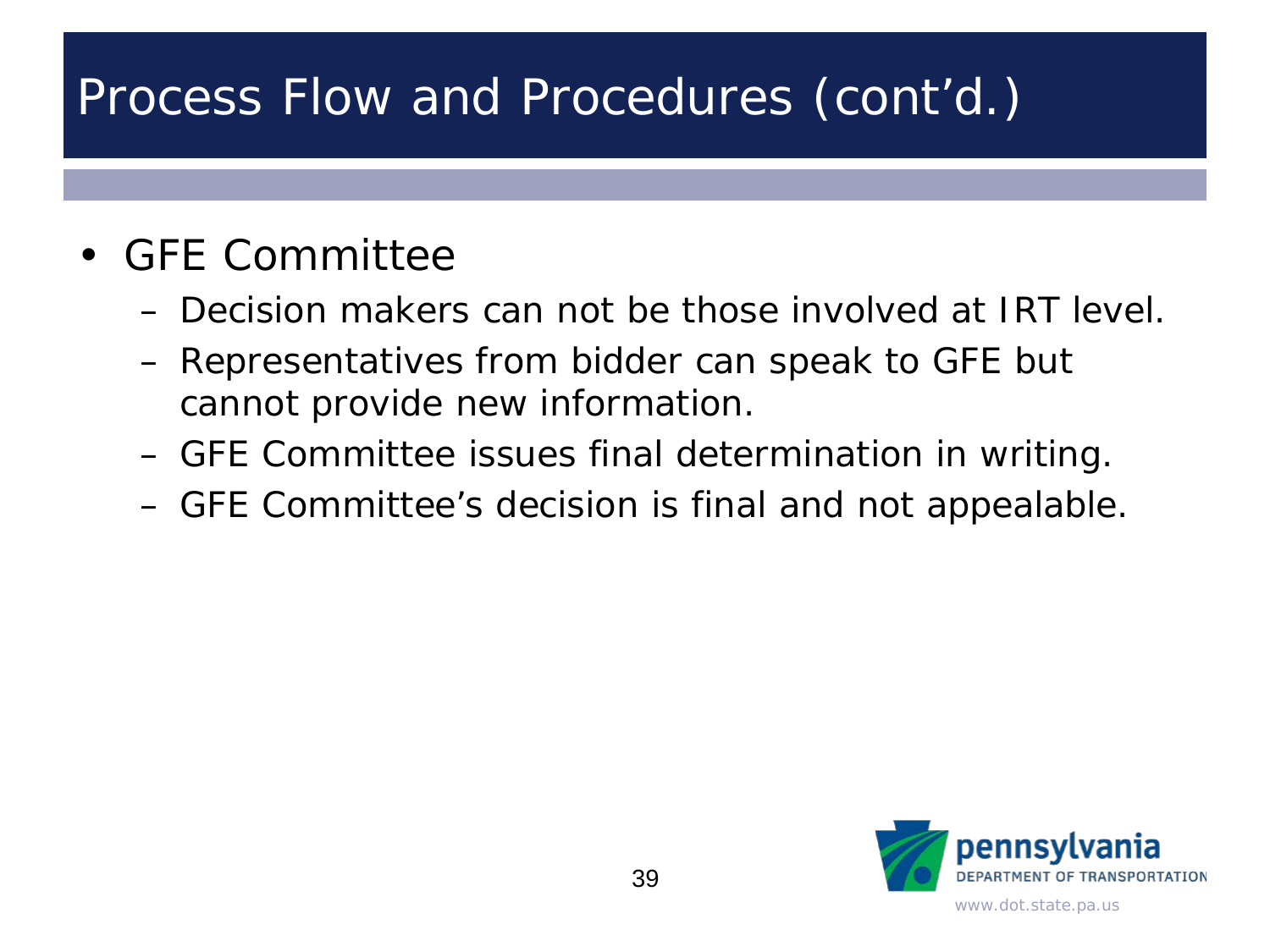# Process Flow and Procedures (cont'd.)

- GFE Committee
  - Decision makers can not be those involved at IRT level.
  - Representatives from bidder can speak to GFE but cannot provide new information.
  - GFE Committee issues final determination in writing.
  - GFE Committee's decision is final and not appealable.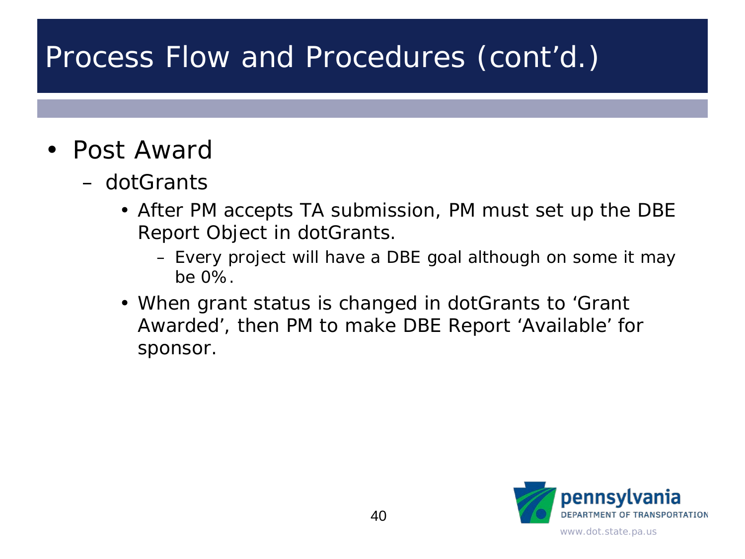# Process Flow and Procedures (cont'd.)

- Post Award
  - dotGrants
    - After PM accepts TA submission, PM must set up the DBE Report Object in dotGrants.
      - Every project will have a DBE goal although on some it may be 0%.
    - When grant status is changed in dotGrants to 'Grant Awarded', then PM to make DBE Report 'Available' for sponsor.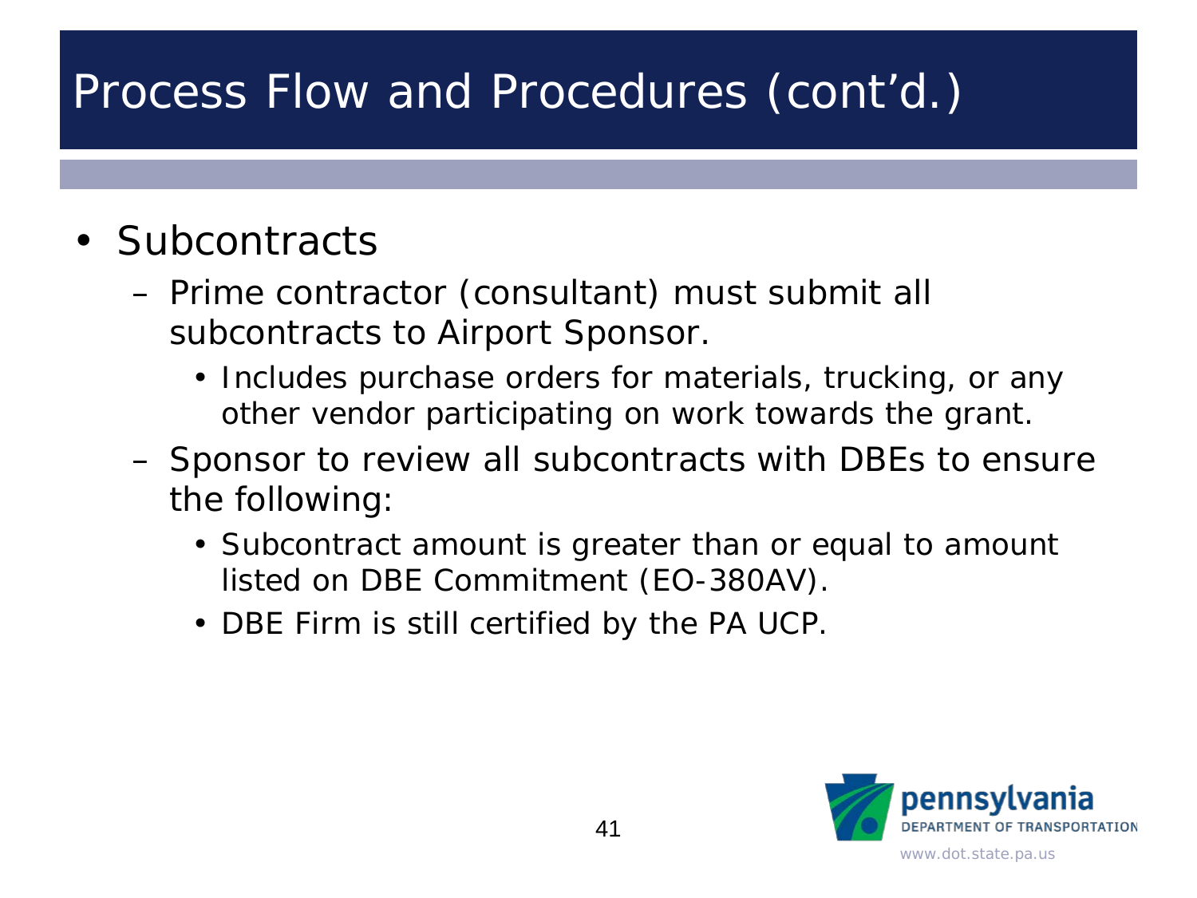# Process Flow and Procedures (cont'd.)

- Subcontracts
  - Prime contractor (consultant) must submit all subcontracts to Airport Sponsor.
    - Includes purchase orders for materials, trucking, or any other vendor participating on work towards the grant.
  - Sponsor to review all subcontracts with DBEs to ensure the following:
    - Subcontract amount is greater than or equal to amount listed on DBE Commitment (EO-380AV).
    - DBE Firm is still certified by the PA UCP.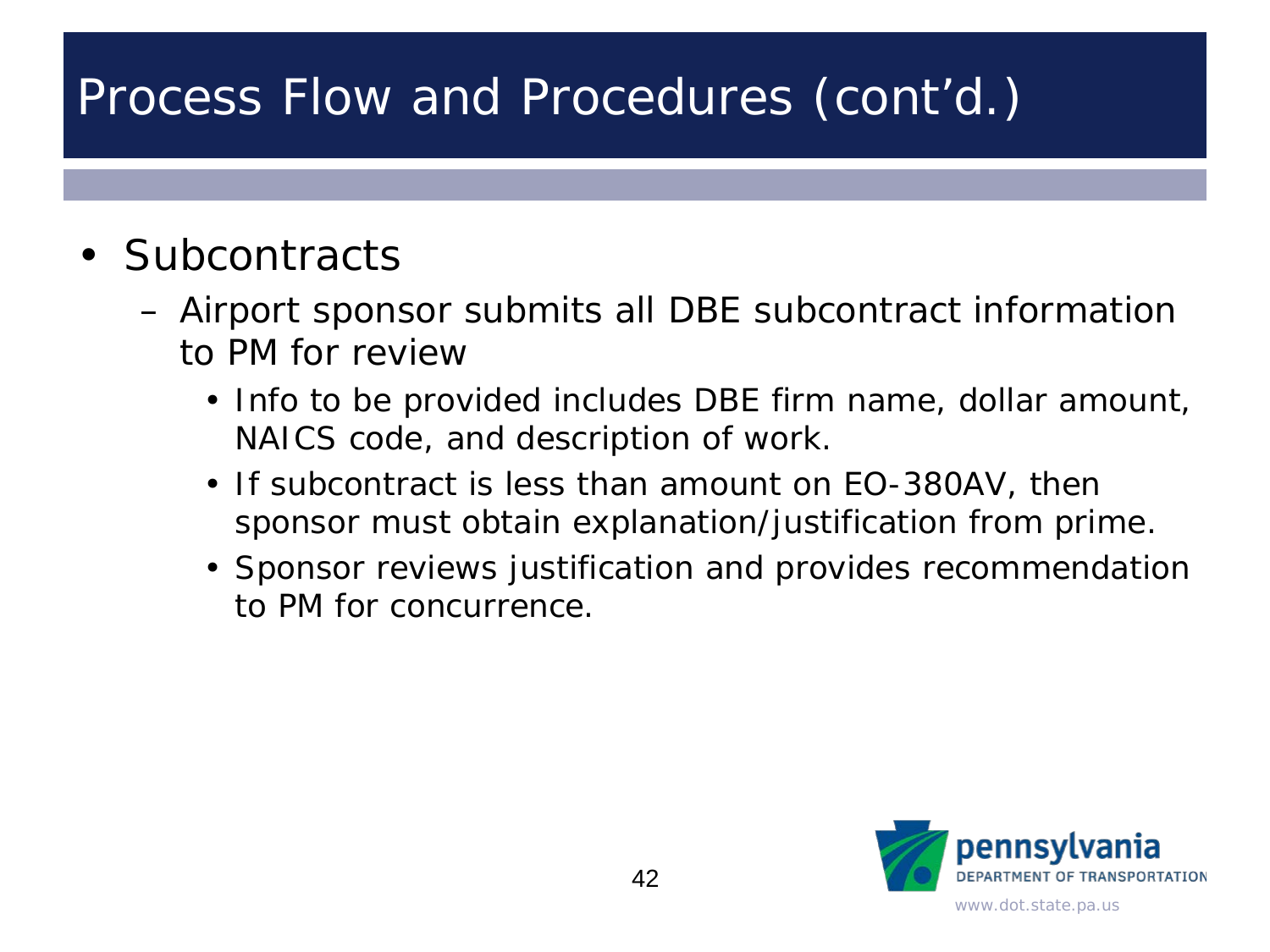# Process Flow and Procedures (cont'd.)

- Subcontracts
  - Airport sponsor submits all DBE subcontract information to PM for review
    - Info to be provided includes DBE firm name, dollar amount, NAICS code, and description of work.
    - If subcontract is less than amount on EO-380AV, then sponsor must obtain explanation/justification from prime.
    - Sponsor reviews justification and provides recommendation to PM for concurrence.

pennsylvania
DEPARTMENT OF TRANSPORTATION
www.dot.state.pa.us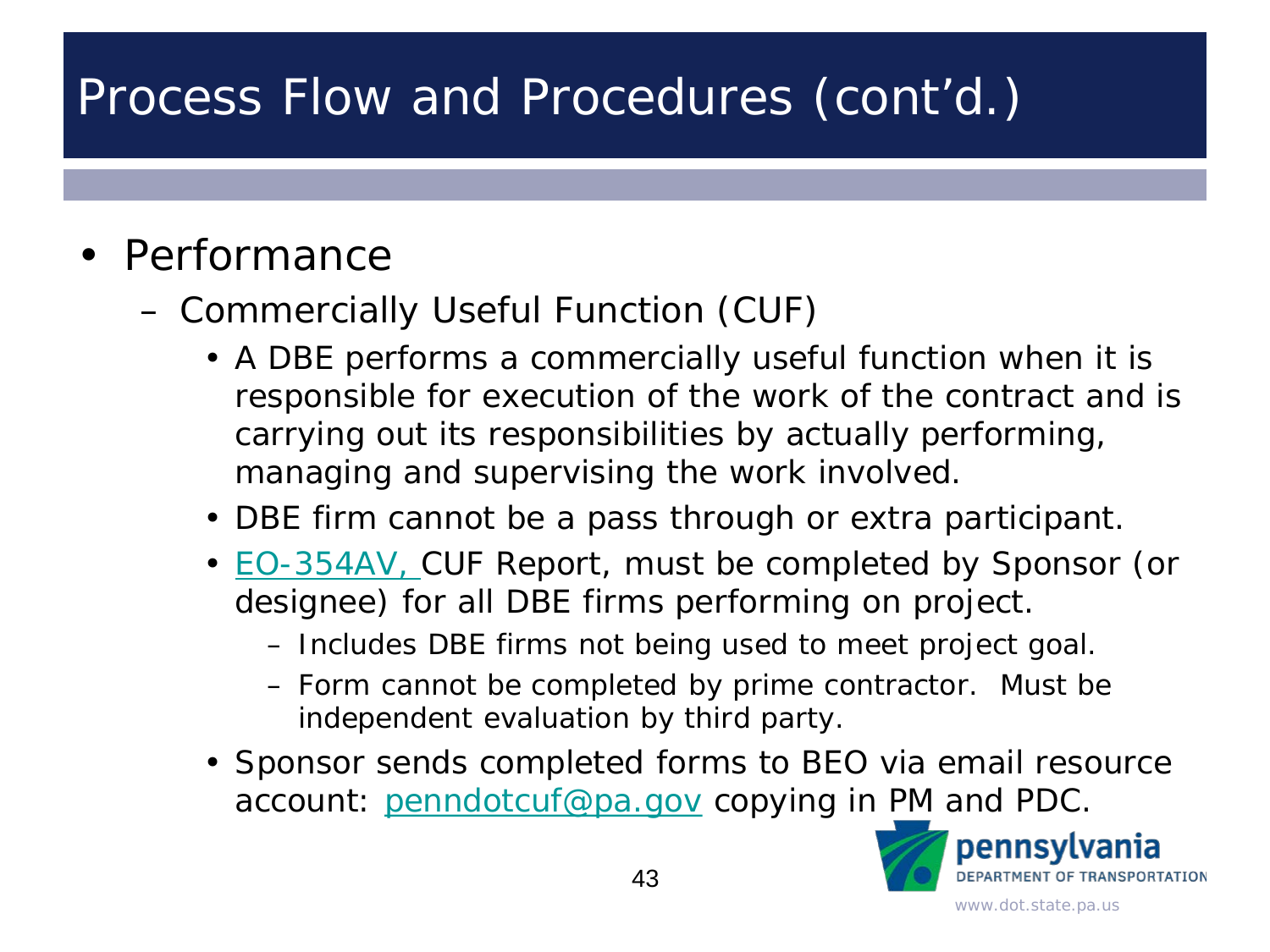# Process Flow and Procedures (cont'd.)

- Performance
  - Commercially Useful Function (CUF)
    - A DBE performs a commercially useful function when it is responsible for execution of the work of the contract and is carrying out its responsibilities by actually performing, managing and supervising the work involved.
    - DBE firm cannot be a pass through or extra participant.
    - EO-354AV, CUF Report, must be completed by Sponsor (or designee) for all DBE firms performing on project.
      - Includes DBE firms not being used to meet project goal.
      - Form cannot be completed by prime contractor. Must be independent evaluation by third party.
    - Sponsor sends completed forms to BEO via email resource account: penndotcuf@pa.gov copying in PM and PDC.

pennsylvania DEPARTMENT OF TRANSPORTATION

www.dot.state.pa.us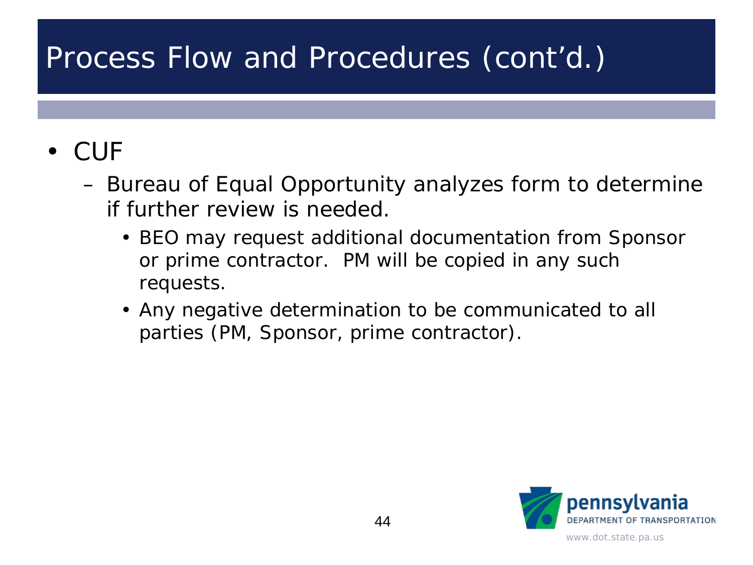# Process Flow and Procedures (cont'd.)

- CUF
  - Bureau of Equal Opportunity analyzes form to determine if further review is needed.
    - BEO may request additional documentation from Sponsor or prime contractor. PM will be copied in any such requests.
    - Any negative determination to be communicated to all parties (PM, Sponsor, prime contractor).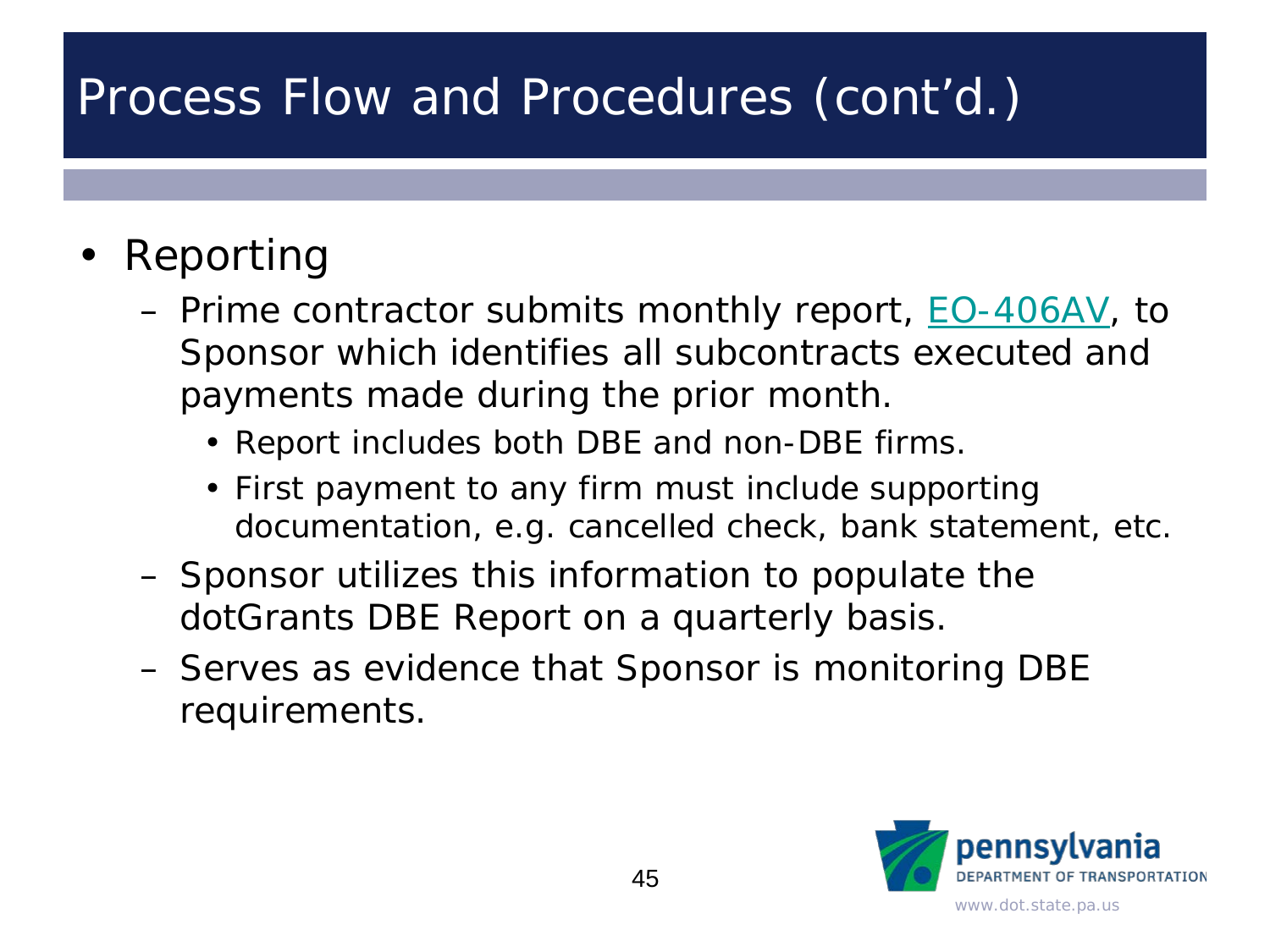# Process Flow and Procedures (cont'd.)

- Reporting
  - Prime contractor submits monthly report, EO-406AV, to Sponsor which identifies all subcontracts executed and payments made during the prior month.
    - Report includes both DBE and non-DBE firms.
    - First payment to any firm must include supporting documentation, e.g. cancelled check, bank statement, etc.
  - Sponsor utilizes this information to populate the dotGrants DBE Report on a quarterly basis.
  - Serves as evidence that Sponsor is monitoring DBE requirements.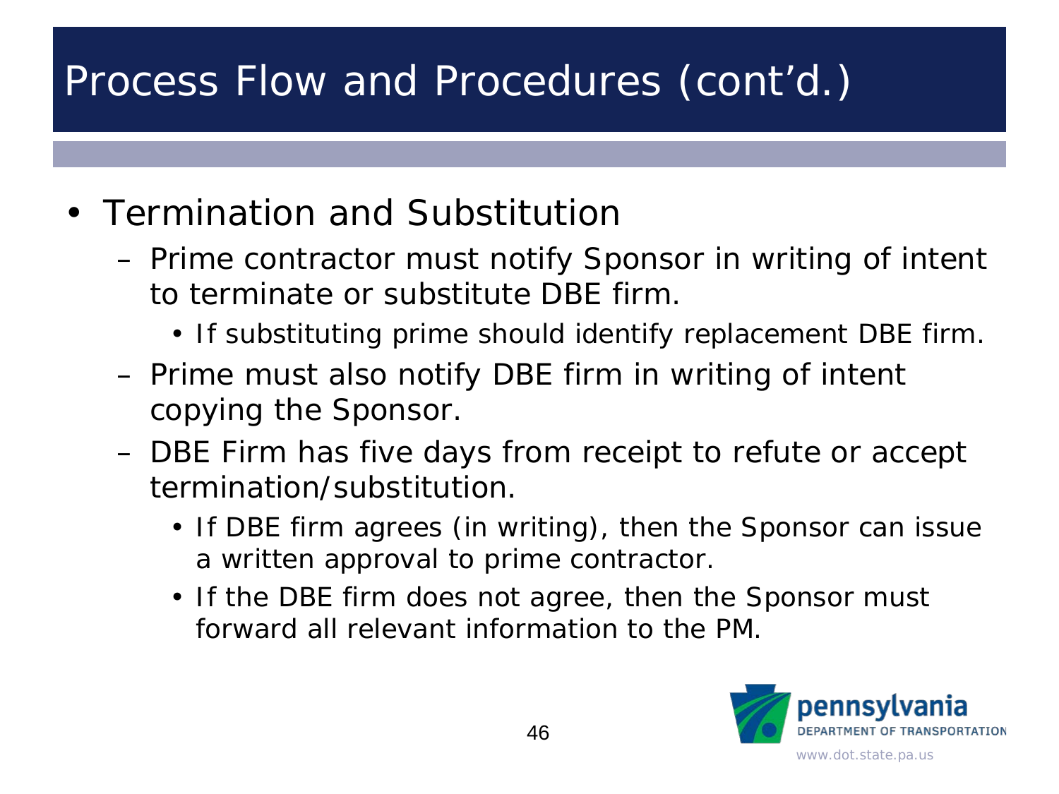# Process Flow and Procedures (cont'd.)

- Termination and Substitution
  - Prime contractor must notify Sponsor in writing of intent to terminate or substitute DBE firm.
    - If substituting prime should identify replacement DBE firm.
  - Prime must also notify DBE firm in writing of intent copying the Sponsor.
  - DBE Firm has five days from receipt to refute or accept termination/substitution.
    - If DBE firm agrees (in writing), then the Sponsor can issue a written approval to prime contractor.
    - If the DBE firm does not agree, then the Sponsor must forward all relevant information to the PM.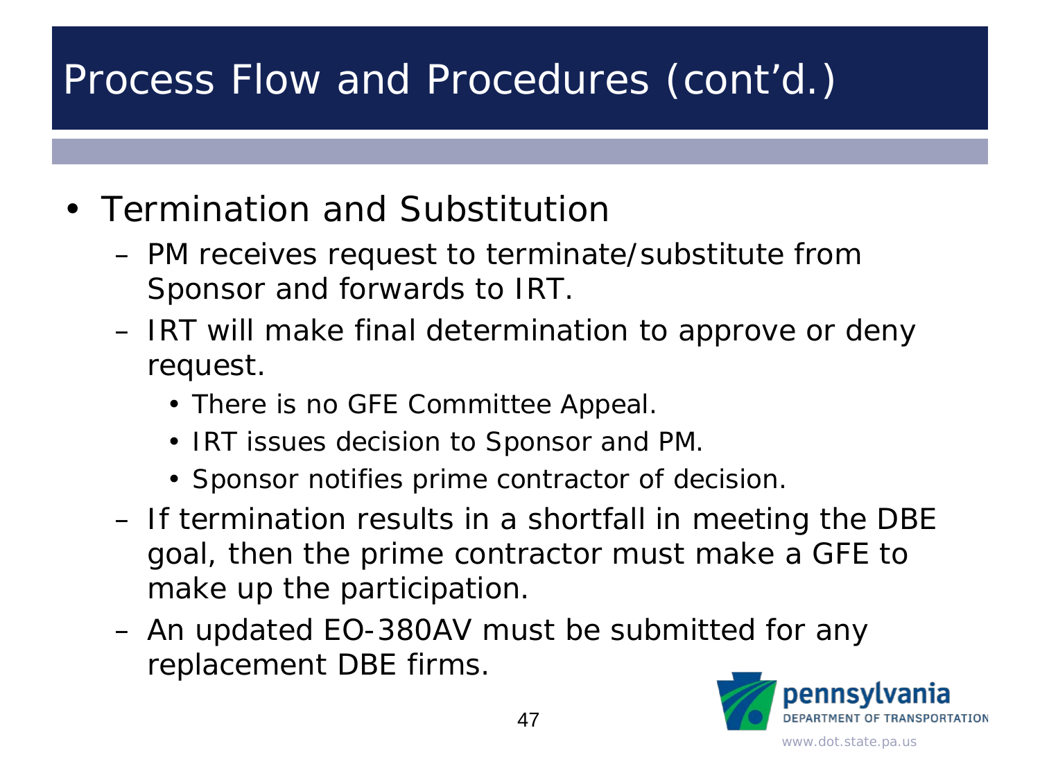# Process Flow and Procedures (cont'd.)

- Termination and Substitution
  - PM receives request to terminate/substitute from Sponsor and forwards to IRT.
  - IRT will make final determination to approve or deny request.
    - There is no GFE Committee Appeal.
    - IRT issues decision to Sponsor and PM.
    - Sponsor notifies prime contractor of decision.
  - If termination results in a shortfall in meeting the DBE goal, then the prime contractor must make a GFE to make up the participation.
  - An updated EO-380AV must be submitted for any replacement DBE firms.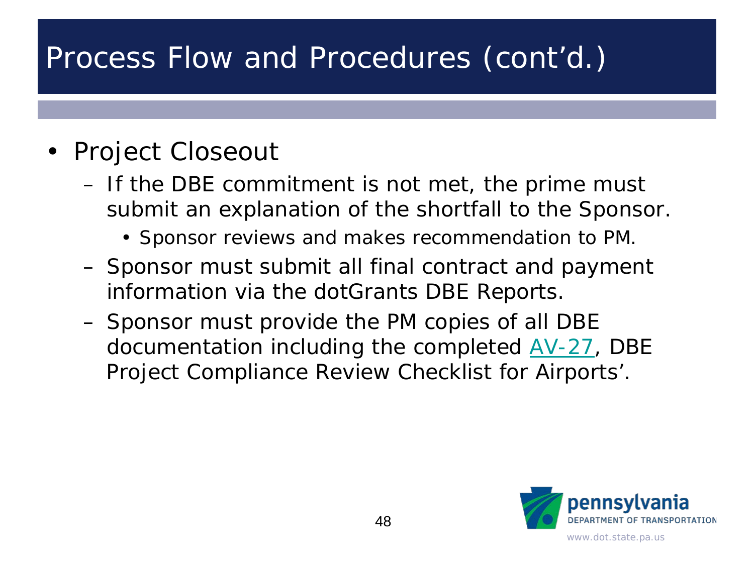# Process Flow and Procedures (cont'd.)

- Project Closeout
  - If the DBE commitment is not met, the prime must submit an explanation of the shortfall to the Sponsor.
    - Sponsor reviews and makes recommendation to PM.
  - Sponsor must submit all final contract and payment information via the dotGrants DBE Reports.
  - Sponsor must provide the PM copies of all DBE documentation including the completed AV-27, DBE Project Compliance Review Checklist for Airports'.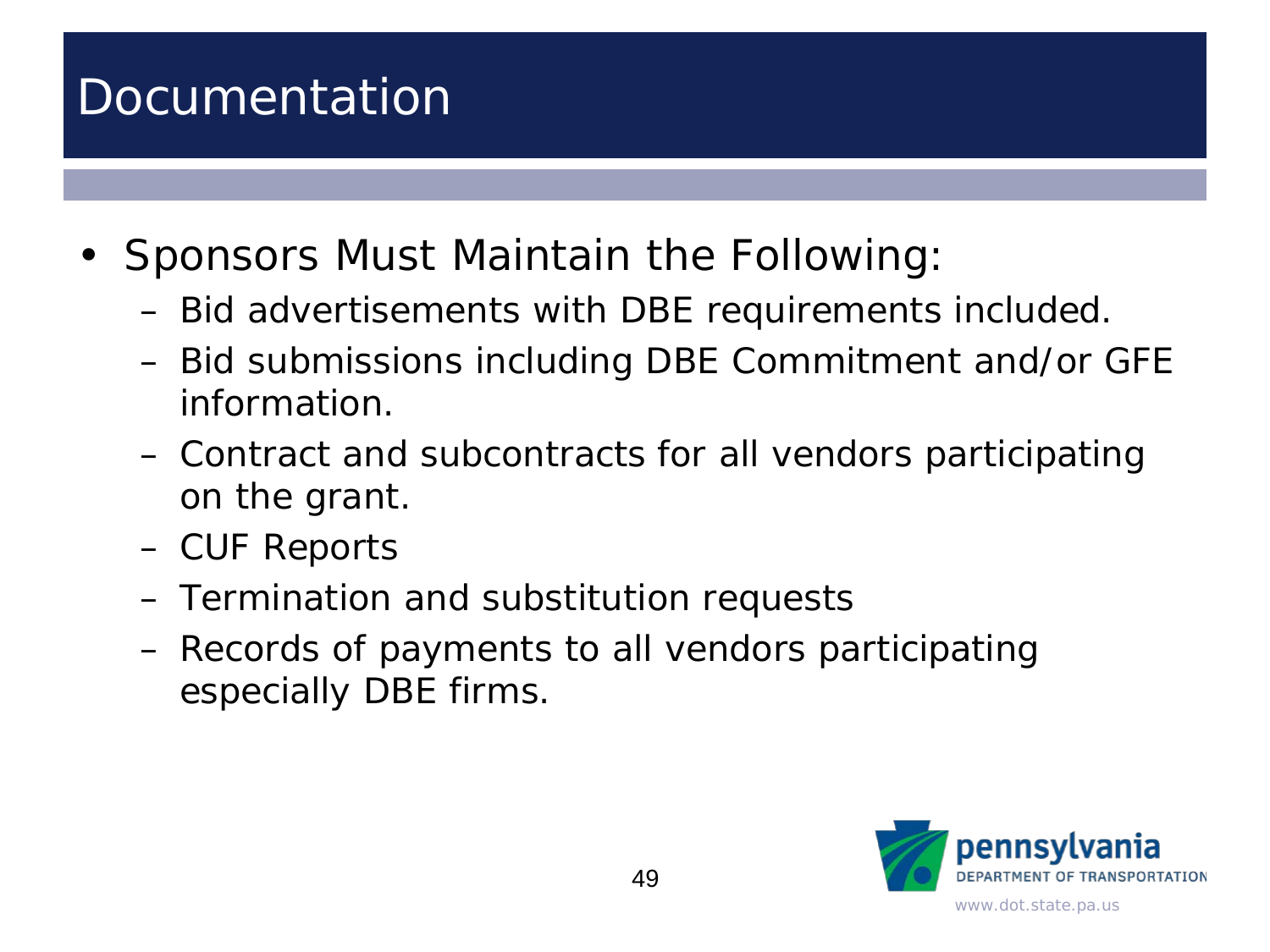# Documentation

- Sponsors Must Maintain the Following:
  - Bid advertisements with DBE requirements included.
  - Bid submissions including DBE Commitment and/or GFE information.
  - Contract and subcontracts for all vendors participating on the grant.
  - CUF Reports
  - Termination and substitution requests
  - Records of payments to all vendors participating especially DBE firms.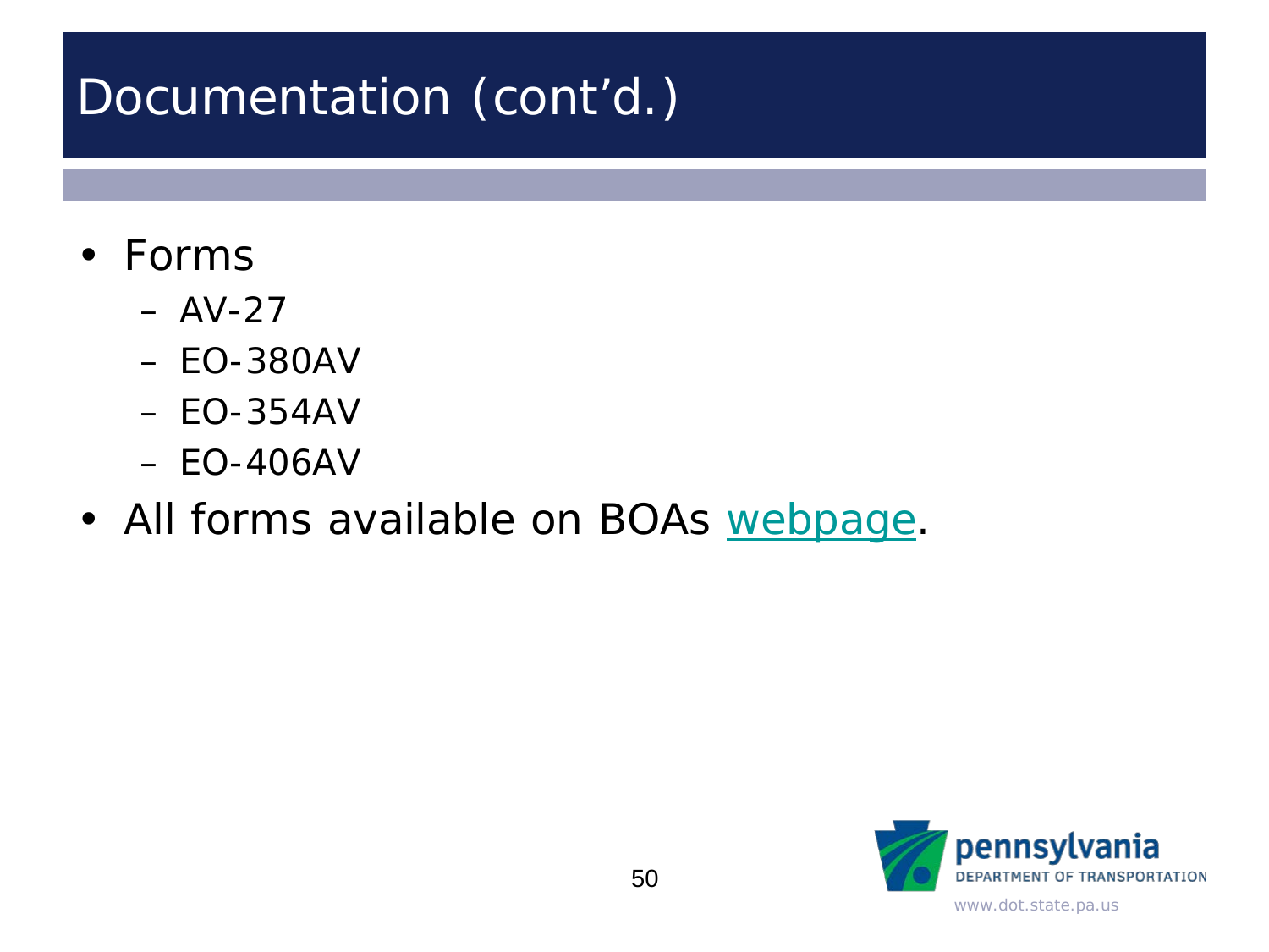# Documentation (cont'd.)

- Forms
  - AV-27
  - EO-380AV
  - EO-354AV
  - EO-406AV
- All forms available on BOAs webpage.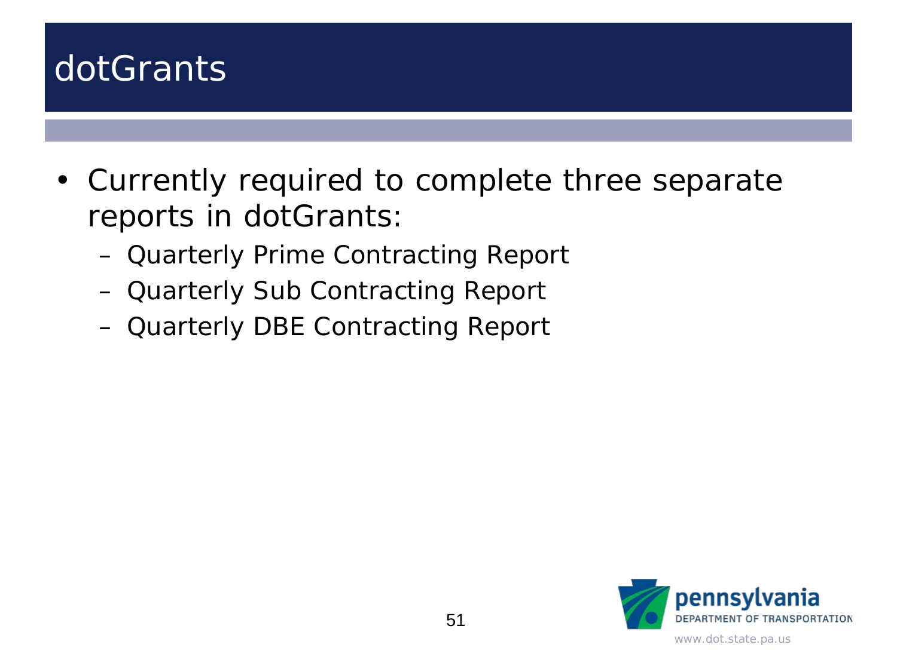# dotGrants

- Currently required to complete three separate reports in dotGrants:
  - Quarterly Prime Contracting Report
  - Quarterly Sub Contracting Report
  - Quarterly DBE Contracting Report

pennsylvania
DEPARTMENT OF TRANSPORTATION
www.dot.state.pa.us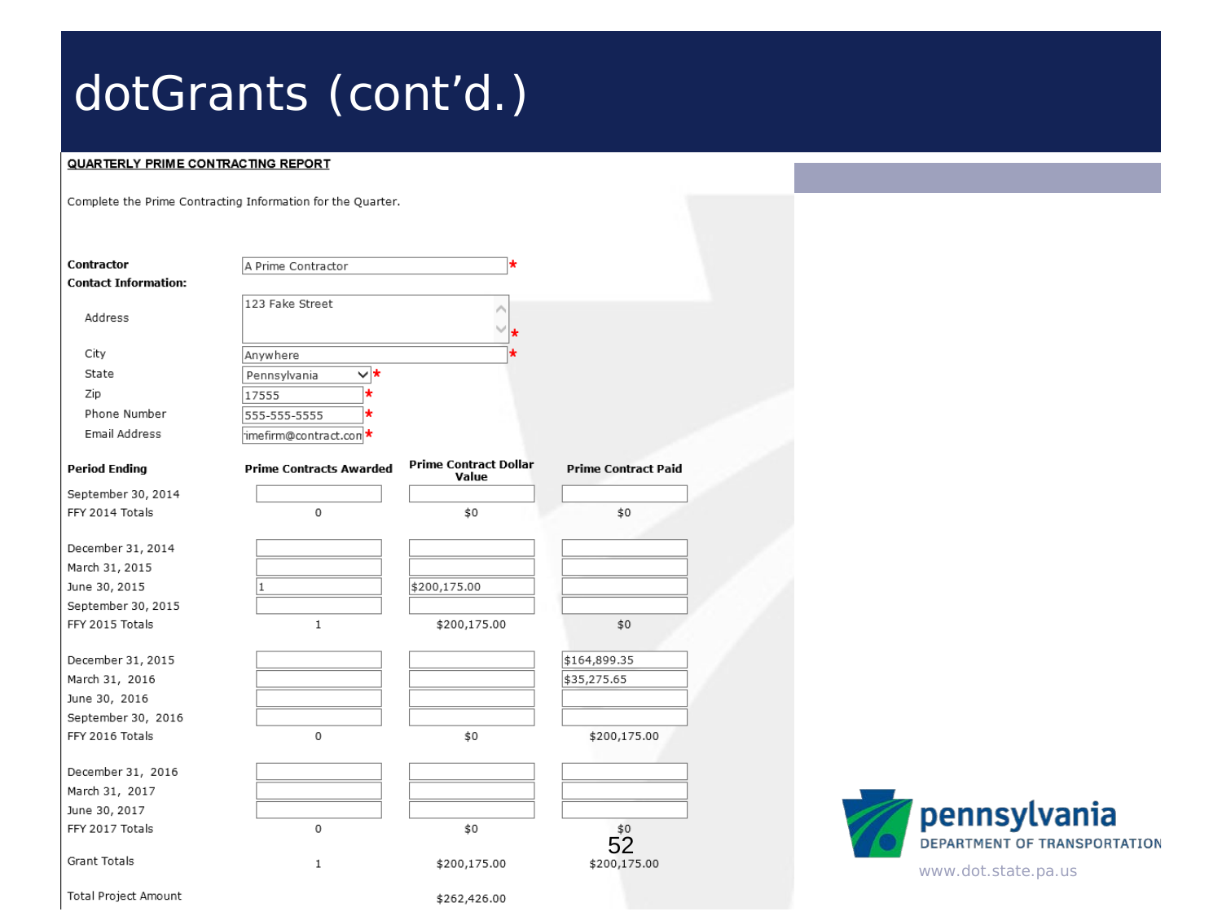# dotGrants (cont'd.)

**QUARTERLY PRIME CONTRACTING REPORT**

Complete the Prime Contracting Information for the Quarter.

**Contractor** A Prime Contractor *

**Contact Information:**

| | |
|---|---|
| Address | 123 Fake Street * |
| City | Anywhere * |
| State | Pennsylvania * |
| Zip | 17555 * |
| Phone Number | 555-555-5555 * |
| Email Address | imefirm@contract.con * |

| Period Ending | Prime Contracts Awarded | Prime Contract Dollar Value | Prime Contract Paid |
|---|---|---|---|
| September 30, 2014 | | | |
| FFY 2014 Totals | 0 | $0 | $0 |
| December 31, 2014 | | | |
| March 31, 2015 | | | |
| June 30, 2015 | 1 | $200,175.00 | |
| September 30, 2015 | | | |
| FFY 2015 Totals | 1 | $200,175.00 | $0 |
| December 31, 2015 | | | $164,899.35 |
| March 31, 2016 | | | $35,275.65 |
| June 30, 2016 | | | |
| September 30, 2016 | | | |
| FFY 2016 Totals | 0 | $0 | $200,175.00 |
| December 31, 2016 | | | |
| March 31, 2017 | | | |
| June 30, 2017 | | | |
| FFY 2017 Totals | 0 | $0 | $0 |
| Grant Totals | 1 | $200,175.00 | $200,175.00 |
| Total Project Amount | | $262,426.00 | |

pennsylvania
DEPARTMENT OF TRANSPORTATION
www.dot.state.pa.us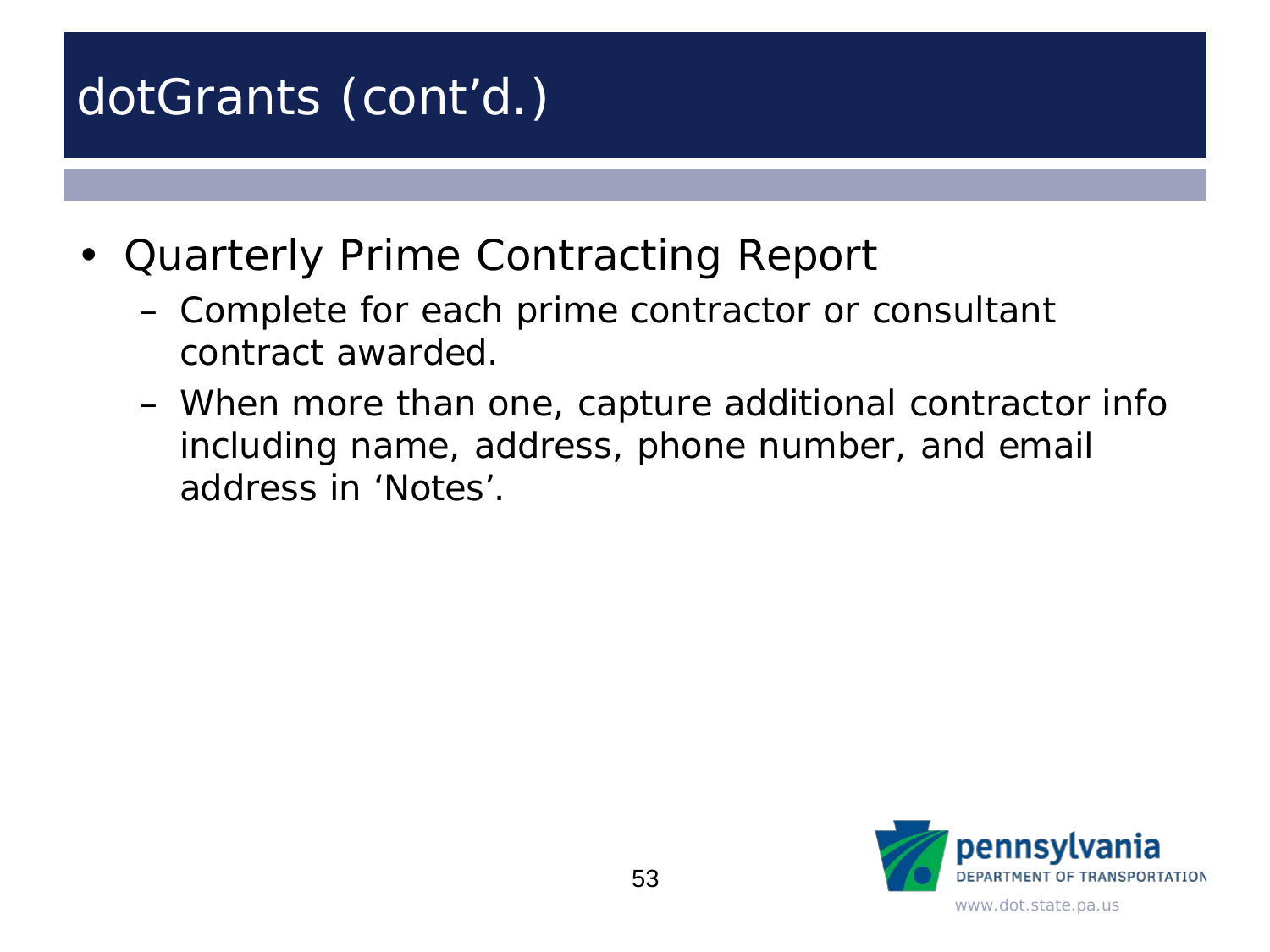# dotGrants (cont'd.)

- Quarterly Prime Contracting Report
  - Complete for each prime contractor or consultant contract awarded.
  - When more than one, capture additional contractor info including name, address, phone number, and email address in 'Notes'.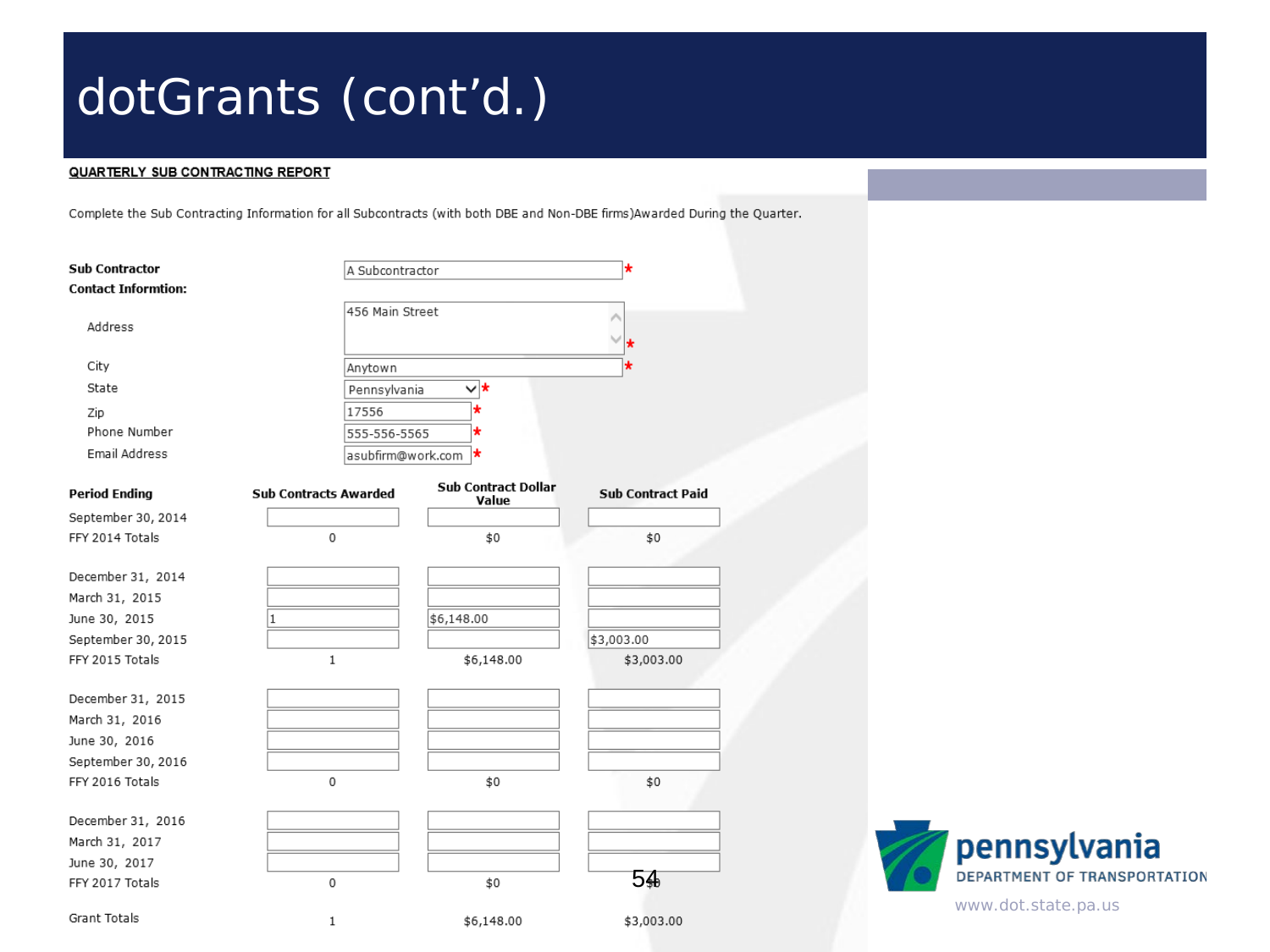# dotGrants (cont'd.)

**QUARTERLY SUB CONTRACTING REPORT**

Complete the Sub Contracting Information for all Subcontracts (with both DBE and Non-DBE firms)Awarded During the Quarter.

**Sub Contractor**: A Subcontractor *

**Contact Informtion:**

| | |
|---|---|
| Address | 456 Main Street * |
| City | Anytown * |
| State | Pennsylvania * |
| Zip | 17556 * |
| Phone Number | 555-556-5565 * |
| Email Address | asubfirm@work.com * |

| Period Ending | Sub Contracts Awarded | Sub Contract Dollar Value | Sub Contract Paid |
|---|---|---|---|
| September 30, 2014 | | | |
| FFY 2014 Totals | 0 | $0 | $0 |
| December 31, 2014 | | | |
| March 31, 2015 | | | |
| June 30, 2015 | 1 | $6,148.00 | |
| September 30, 2015 | | | $3,003.00 |
| FFY 2015 Totals | 1 | $6,148.00 | $3,003.00 |
| December 31, 2015 | | | |
| March 31, 2016 | | | |
| June 30, 2016 | | | |
| September 30, 2016 | | | |
| FFY 2016 Totals | 0 | $0 | $0 |
| December 31, 2016 | | | |
| March 31, 2017 | | | |
| June 30, 2017 | | | |
| FFY 2017 Totals | 0 | $0 | $0 |
| Grant Totals | 1 | $6,148.00 | $3,003.00 |

pennsylvania DEPARTMENT OF TRANSPORTATION

www.dot.state.pa.us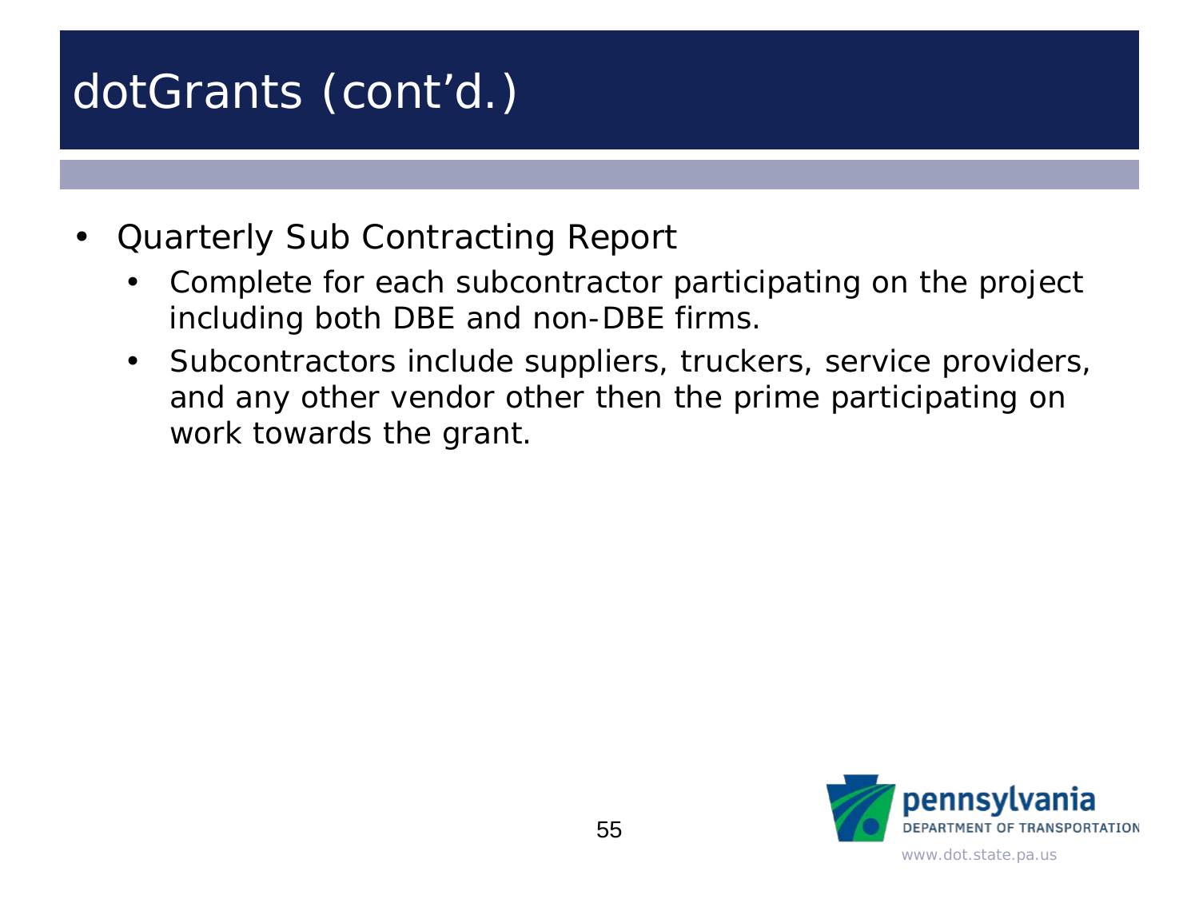# dotGrants (cont'd.)

- Quarterly Sub Contracting Report
  - Complete for each subcontractor participating on the project including both DBE and non-DBE firms.
  - Subcontractors include suppliers, truckers, service providers, and any other vendor other then the prime participating on work towards the grant.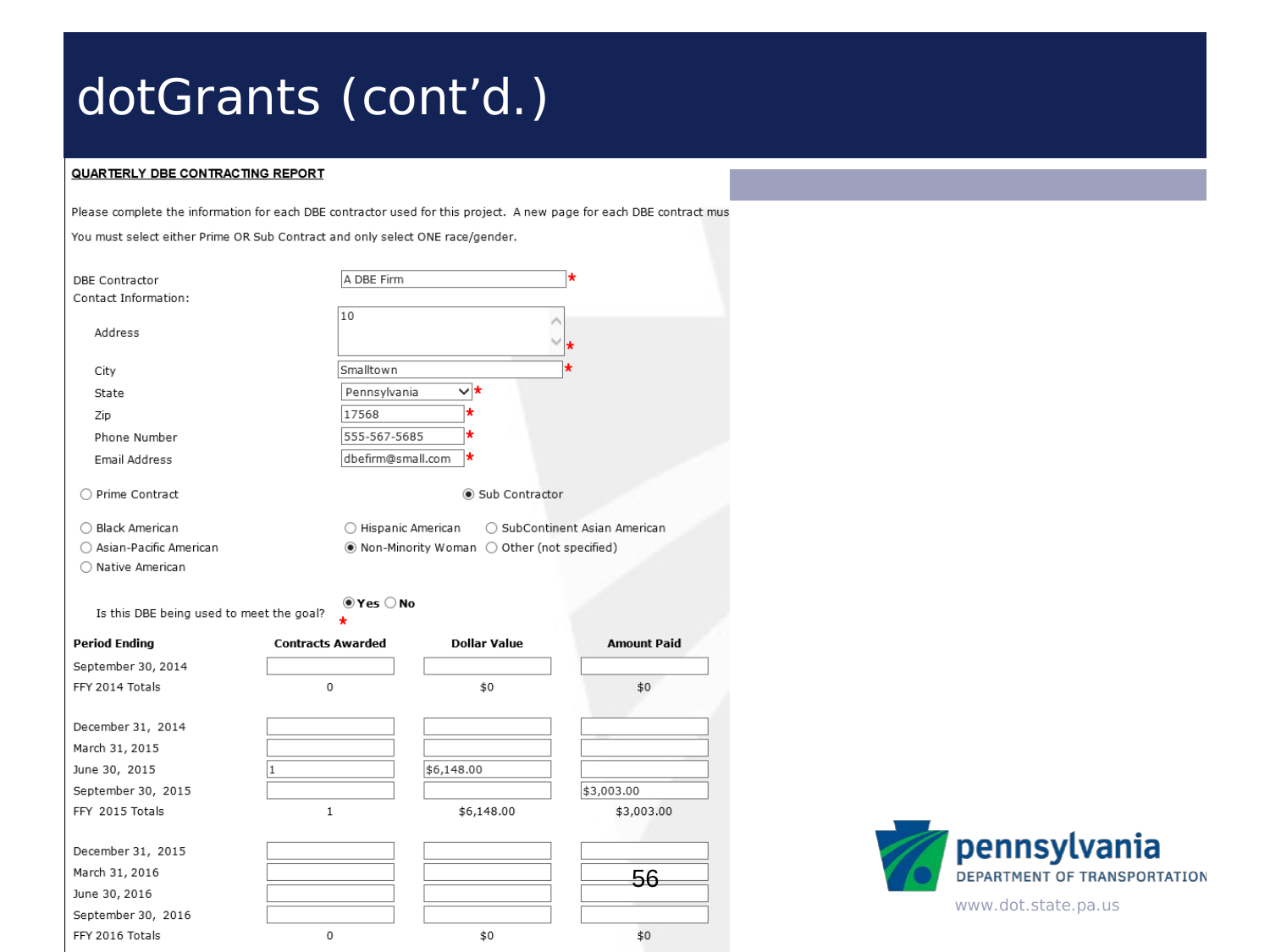# dotGrants (cont'd.)

**QUARTERLY DBE CONTRACTING REPORT**

Please complete the information for each DBE contractor used for this project. A new page for each DBE contract mus

You must select either Prime OR Sub Contract and only select ONE race/gender.

DBE Contractor: A DBE Firm *

Contact Information:

- Address: 10 *
- City: Smalltown *
- State: Pennsylvania *
- Zip: 17568 *
- Phone Number: 555-567-5685 *
- Email Address: dbefirm@small.com *

○ Prime Contract ◉ Sub Contractor

○ Black American ○ Hispanic American ○ SubContinent Asian American
○ Asian-Pacific American ◉ Non-Minority Woman ○ Other (not specified)
○ Native American

Is this DBE being used to meet the goal? * ◉ **Yes** ○ **No**

| Period Ending | Contracts Awarded | Dollar Value | Amount Paid |
|---|---|---|---|
| September 30, 2014 | | | |
| FFY 2014 Totals | 0 | $0 | $0 |
| December 31, 2014 | | | |
| March 31, 2015 | | | |
| June 30, 2015 | 1 | $6,148.00 | |
| September 30, 2015 | | | $3,003.00 |
| FFY 2015 Totals | 1 | $6,148.00 | $3,003.00 |
| December 31, 2015 | | | |
| March 31, 2016 | | | |
| June 30, 2016 | | | |
| September 30, 2016 | | | |
| FFY 2016 Totals | 0 | $0 | $0 |

pennsylvania DEPARTMENT OF TRANSPORTATION

www.dot.state.pa.us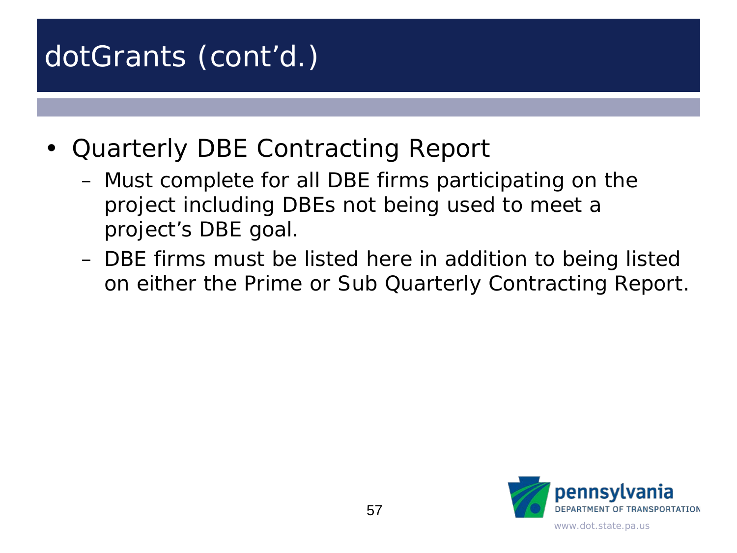# dotGrants (cont'd.)

- Quarterly DBE Contracting Report
  - Must complete for all DBE firms participating on the project including DBEs not being used to meet a project's DBE goal.
  - DBE firms must be listed here in addition to being listed on either the Prime or Sub Quarterly Contracting Report.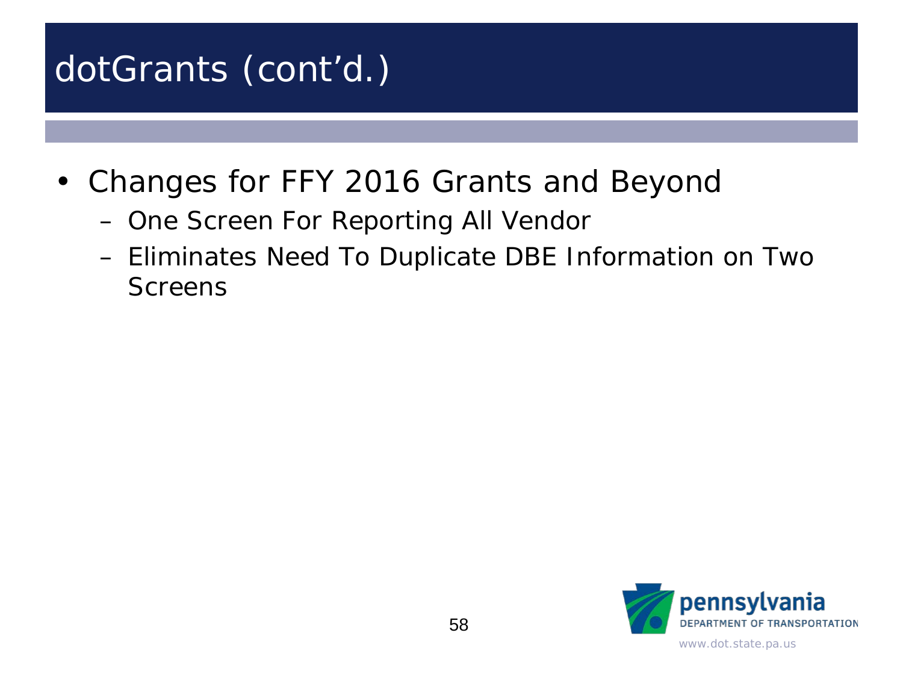# dotGrants (cont'd.)

- Changes for FFY 2016 Grants and Beyond
  - One Screen For Reporting All Vendor
  - Eliminates Need To Duplicate DBE Information on Two Screens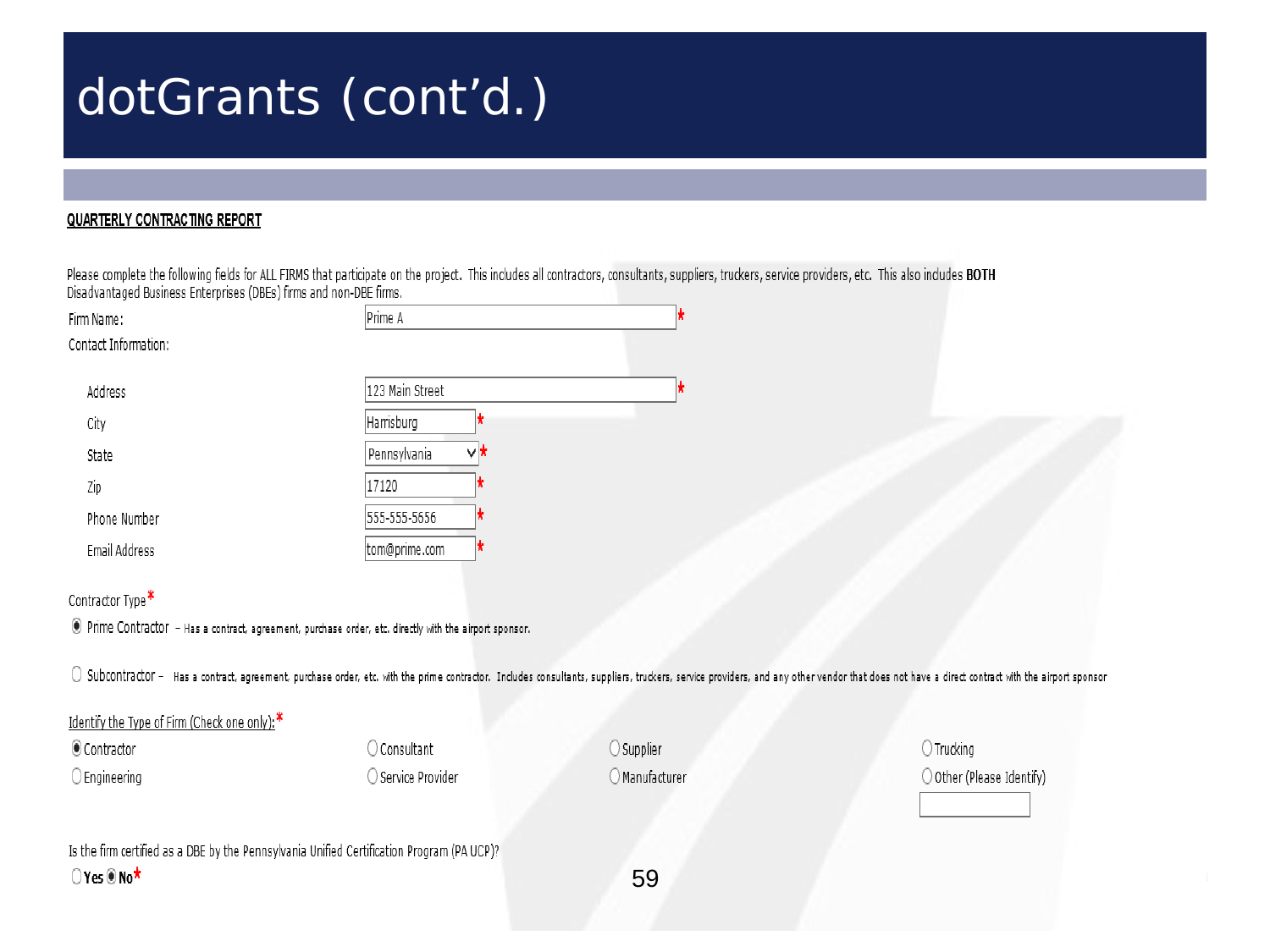# dotGrants (cont'd.)

**QUARTERLY CONTRACTING REPORT**

Please complete the following fields for ALL FIRMS that participate on the project. This includes all contractors, consultants, suppliers, truckers, service providers, etc. This also includes **BOTH** Disadvantaged Business Enterprises (DBEs) firms and non-DBE firms.

Firm Name: Prime A *

Contact Information:

- Address: 123 Main Street *
- City: Harrisburg *
- State: Pennsylvania *
- Zip: 17120 *
- Phone Number: 555-555-5656 *
- Email Address: tom@prime.com *

Contractor Type *

- (●) Prime Contractor – Has a contract, agreement, purchase order, etc. directly with the airport sponsor.
- ( ) Subcontractor – Has a contract, agreement purchase order, etc. with the prime contractor. Includes consultants, suppliers, truckers, service providers, and any other vendor that does not have a direct contract with the airport sponsor

Identify the Type of Firm (Check one only): *

| | | | |
|---|---|---|---|
| (●) Contractor | ( ) Consultant | ( ) Supplier | ( ) Trucking |
| ( ) Engineering | ( ) Service Provider | ( ) Manufacturer | ( ) Other (Please Identify) |

Is the firm certified as a DBE by the Pennsylvania Unified Certification Program (PA UCP)?

( ) **Yes** (●) **No** *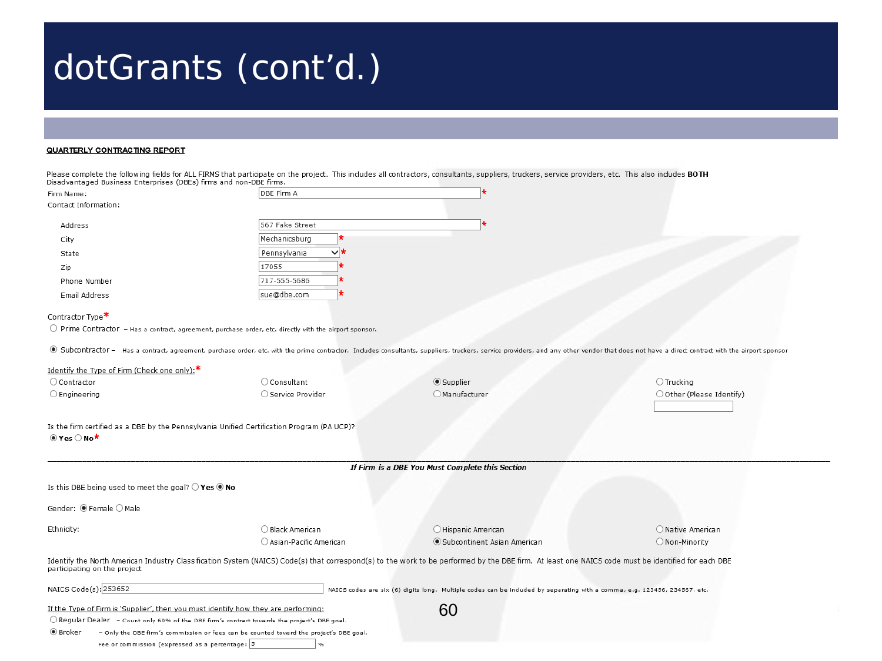# dotGrants (cont'd.)

**QUARTERLY CONTRACTING REPORT**

Please complete the following fields for ALL FIRMS that participate on the project. This includes all contractors, consultants, suppliers, truckers, service providers, etc. This also includes **BOTH** Disadvantaged Business Enterprises (DBEs) firms and non-DBE firms.

Firm Name: DBE Firm A *

Contact Information:

- Address: 567 Fake Street *
- City: Mechanicsburg *
- State: Pennsylvania *
- Zip: 17055 *
- Phone Number: 717-555-5686 *
- Email Address: sue@dbe.com *

Contractor Type*

- ○ Prime Contractor – Has a contract, agreement, purchase order, etc. directly with the airport sponsor.
- ◉ Subcontractor – Has a contract, agreement, purchase order, etc. with the prime contractor. Includes consultants, suppliers, truckers, service providers, and any other vendor that does not have a direct contract with the airport sponsor

Identify the Type of Firm (Check one only):*

| | | | |
|---|---|---|---|
| ○ Contractor | ○ Consultant | ◉ Supplier | ○ Trucking |
| ○ Engineering | ○ Service Provider | ○ Manufacturer | ○ Other (Please Identify) |

Is the firm certified as a DBE by the Pennsylvania Unified Certification Program (PA UCP)?

◉ **Yes** ○ **No***

---

***If Firm is a DBE You Must Complete this Section***

Is this DBE being used to meet the goal? ○ **Yes** ◉ **No**

Gender: ◉ Female ○ Male

Ethnicity:

| | | |
|---|---|---|
| ○ Black American | ○ Hispanic American | ○ Native American |
| ○ Asian-Pacific American | ◉ Subcontinent Asian American | ○ Non-Minority |

Identify the North American Industry Classification System (NAICS) Code(s) that correspond(s) to the work to be performed by the DBE firm. At least one NAICS code must be identified for each DBE participating on the project

NAICS Code(s): 253652 — NAICS codes are six (6) digits long. Multiple codes can be included by separating with a comma, e.g. 123456, 234567, etc.

If the Type of Firm is 'Supplier', then you must identify how they are performing:

- ○ Regular Dealer – Count only 60% of the DBE firm's contract towards the project's DBE goal.
- ◉ Broker – Only the DBE firm's commission or fees can be counted toward the project's DBE goal.

Fee or commission (expressed as a percentage: 5 %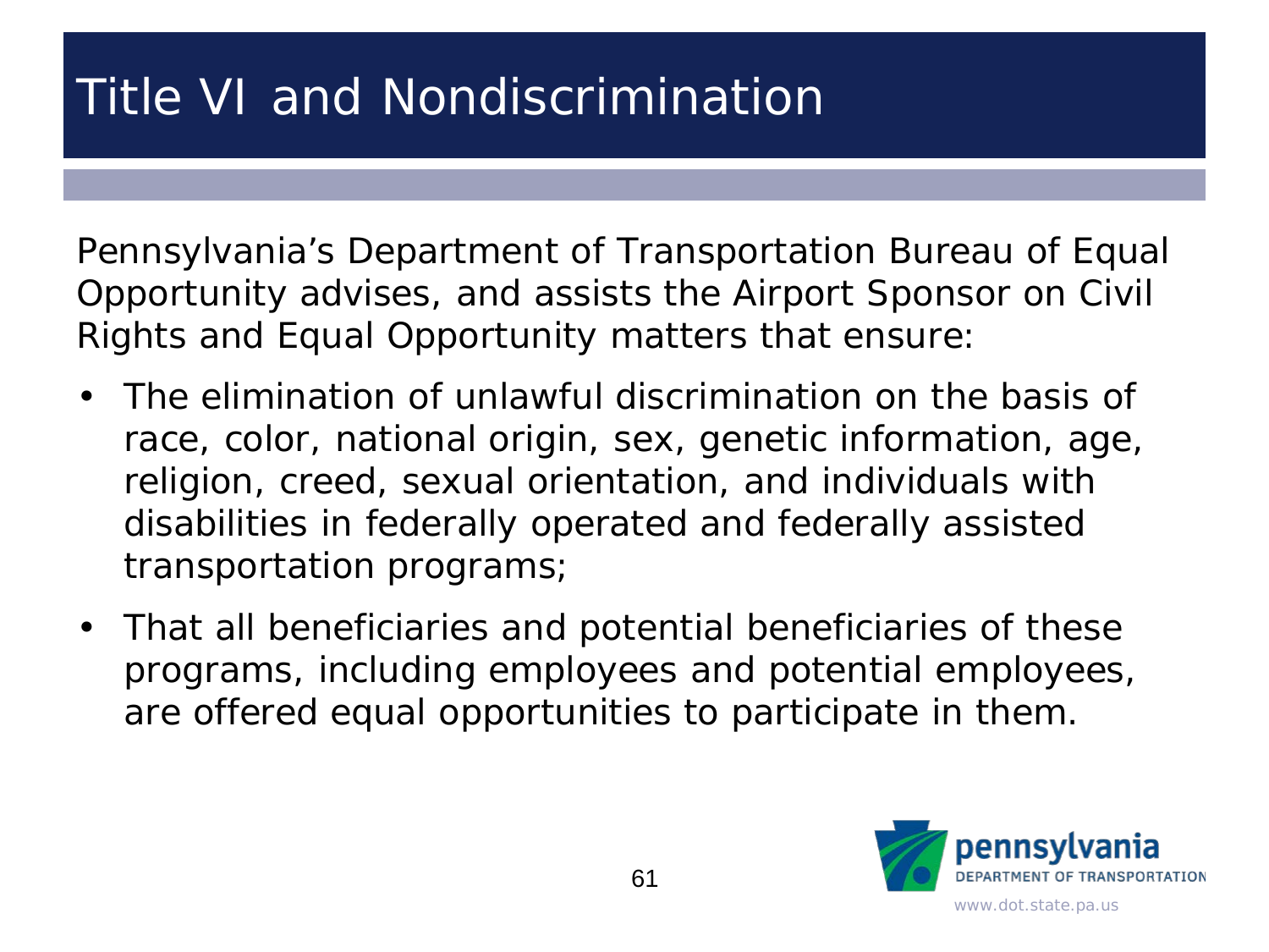# Title VI and Nondiscrimination

Pennsylvania's Department of Transportation Bureau of Equal Opportunity advises, and assists the Airport Sponsor on Civil Rights and Equal Opportunity matters that ensure:

- The elimination of unlawful discrimination on the basis of race, color, national origin, sex, genetic information, age, religion, creed, sexual orientation, and individuals with disabilities in federally operated and federally assisted transportation programs;
- That all beneficiaries and potential beneficiaries of these programs, including employees and potential employees, are offered equal opportunities to participate in them.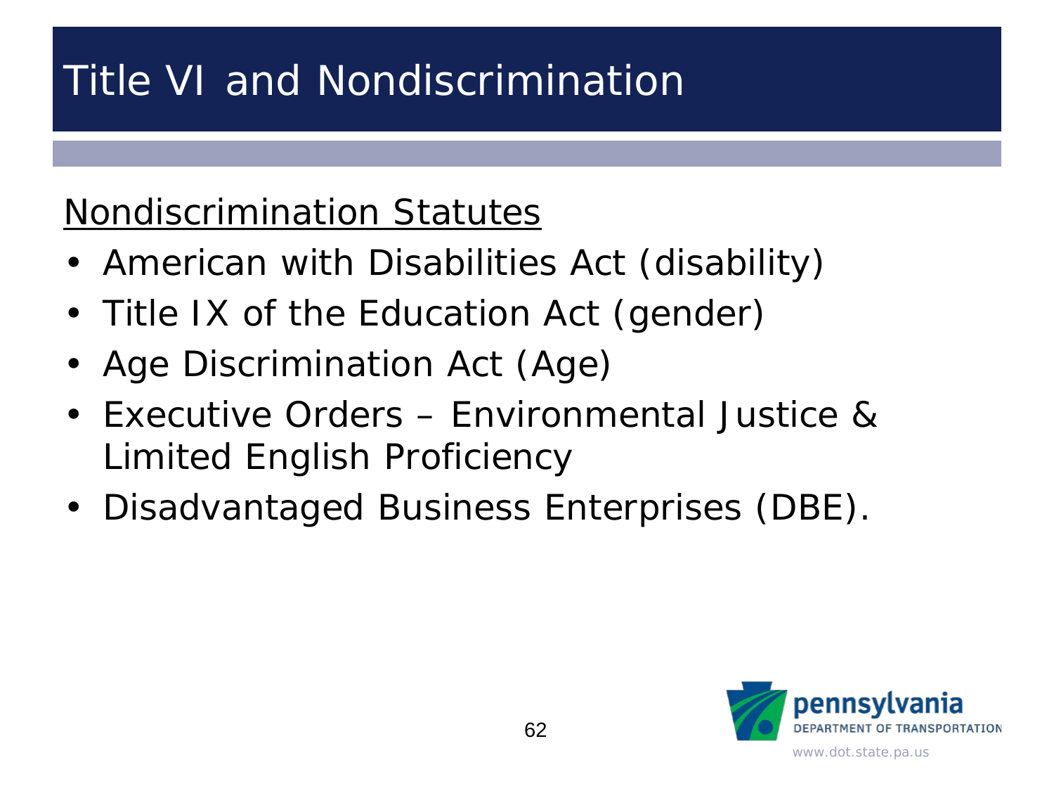# Title VI and Nondiscrimination

Nondiscrimination Statutes

- American with Disabilities Act (disability)
- Title IX of the Education Act (gender)
- Age Discrimination Act (Age)
- Executive Orders – Environmental Justice & Limited English Proficiency
- Disadvantaged Business Enterprises (DBE).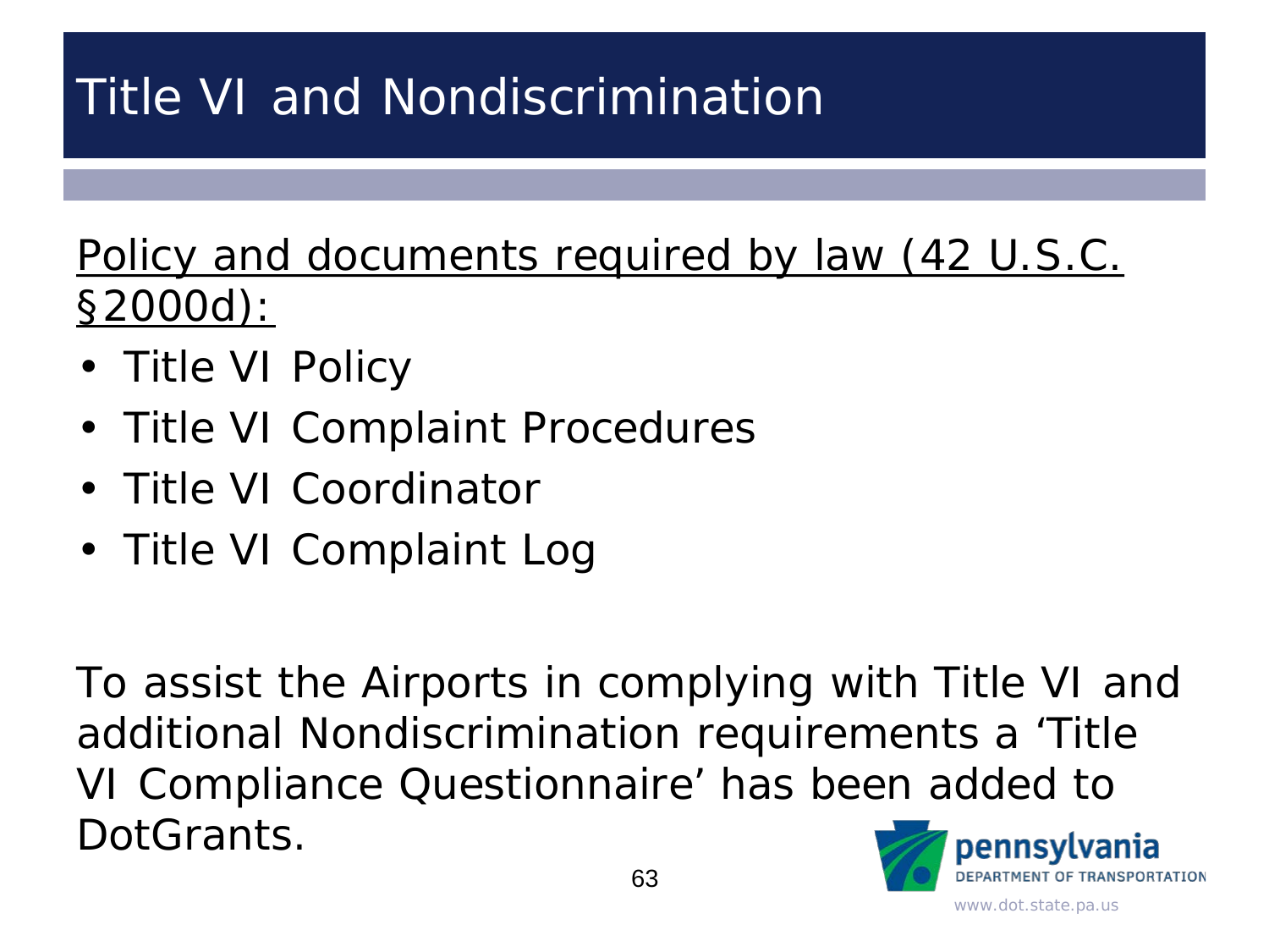# Title VI and Nondiscrimination

Policy and documents required by law (42 U.S.C. §2000d):

- Title VI Policy
- Title VI Complaint Procedures
- Title VI Coordinator
- Title VI Complaint Log

To assist the Airports in complying with Title VI and additional Nondiscrimination requirements a 'Title VI Compliance Questionnaire' has been added to DotGrants.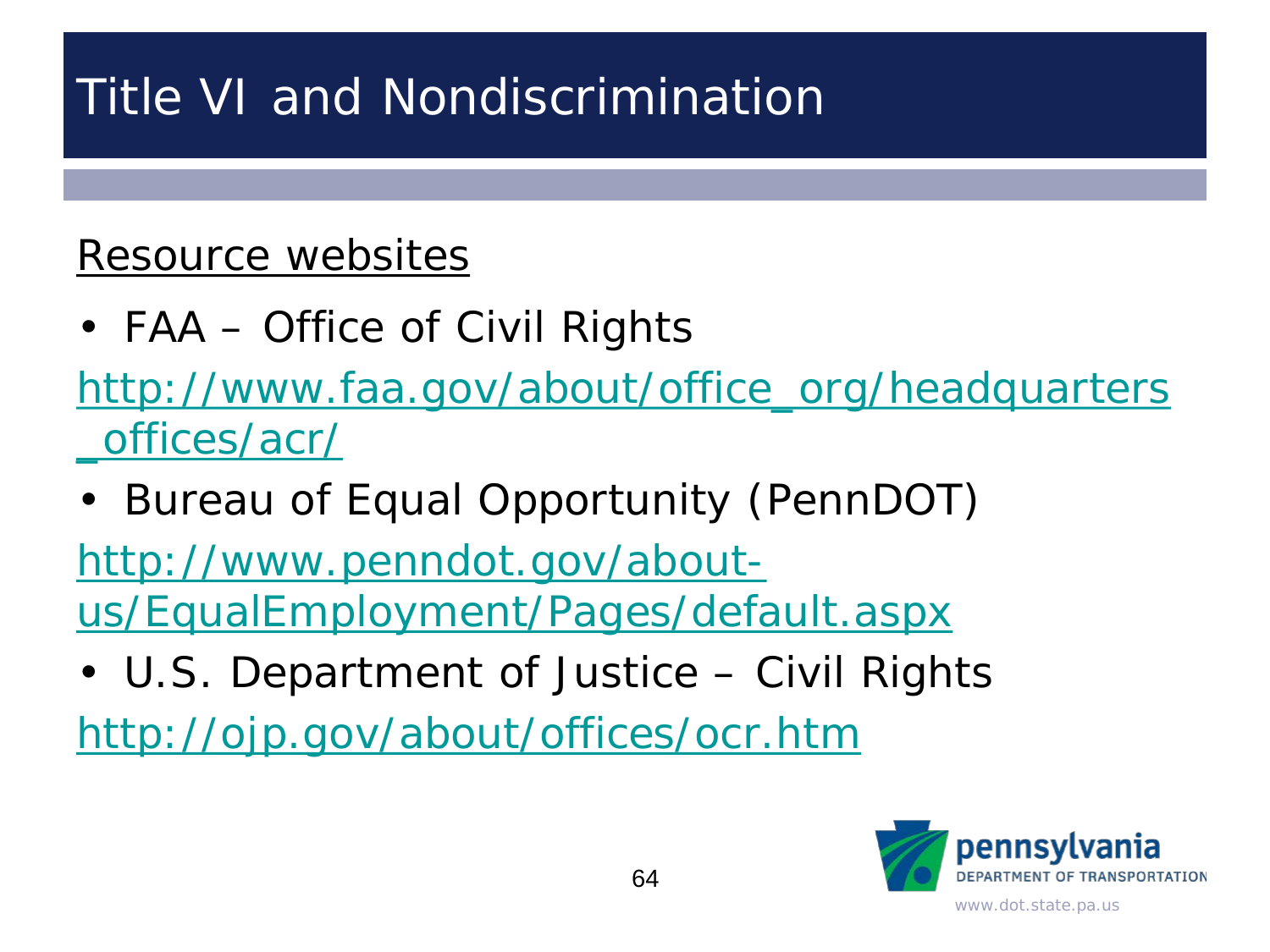# Title VI and Nondiscrimination

Resource websites

- FAA – Office of Civil Rights

http://www.faa.gov/about/office_org/headquarters_offices/acr/

- Bureau of Equal Opportunity (PennDOT)

http://www.penndot.gov/about-us/EqualEmployment/Pages/default.aspx

- U.S. Department of Justice – Civil Rights

http://ojp.gov/about/offices/ocr.htm

pennsylvania DEPARTMENT OF TRANSPORTATION

www.dot.state.pa.us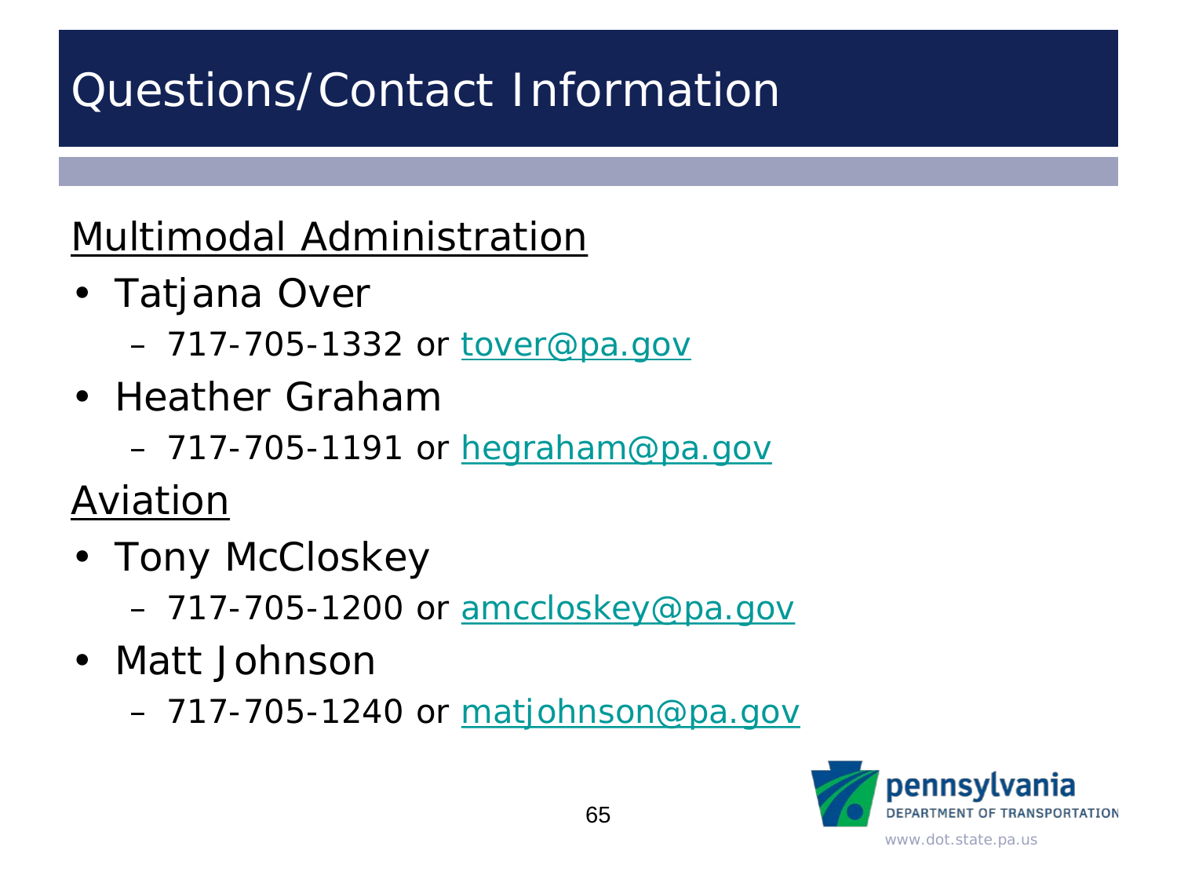# Questions/Contact Information

<u>Multimodal Administration</u>

- Tatjana Over
  - 717-705-1332 or tover@pa.gov
- Heather Graham
  - 717-705-1191 or hegraham@pa.gov

<u>Aviation</u>

- Tony McCloskey
  - 717-705-1200 or amccloskey@pa.gov
- Matt Johnson
  - 717-705-1240 or matjohnson@pa.gov

pennsylvania
DEPARTMENT OF TRANSPORTATION
www.dot.state.pa.us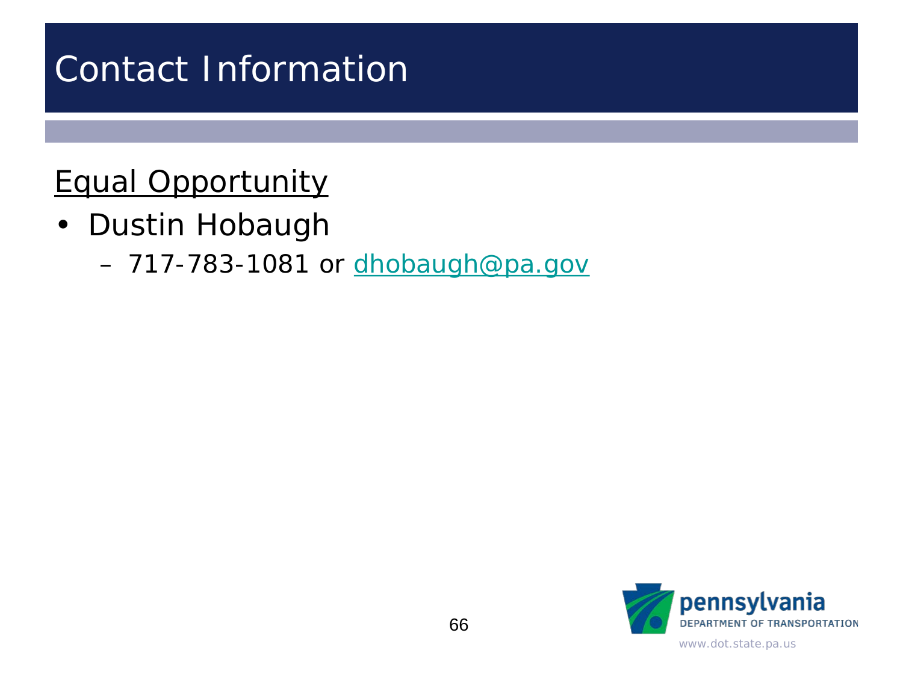# Contact Information

<u>Equal Opportunity</u>

- Dustin Hobaugh
  - 717-783-1081 or dhobaugh@pa.gov